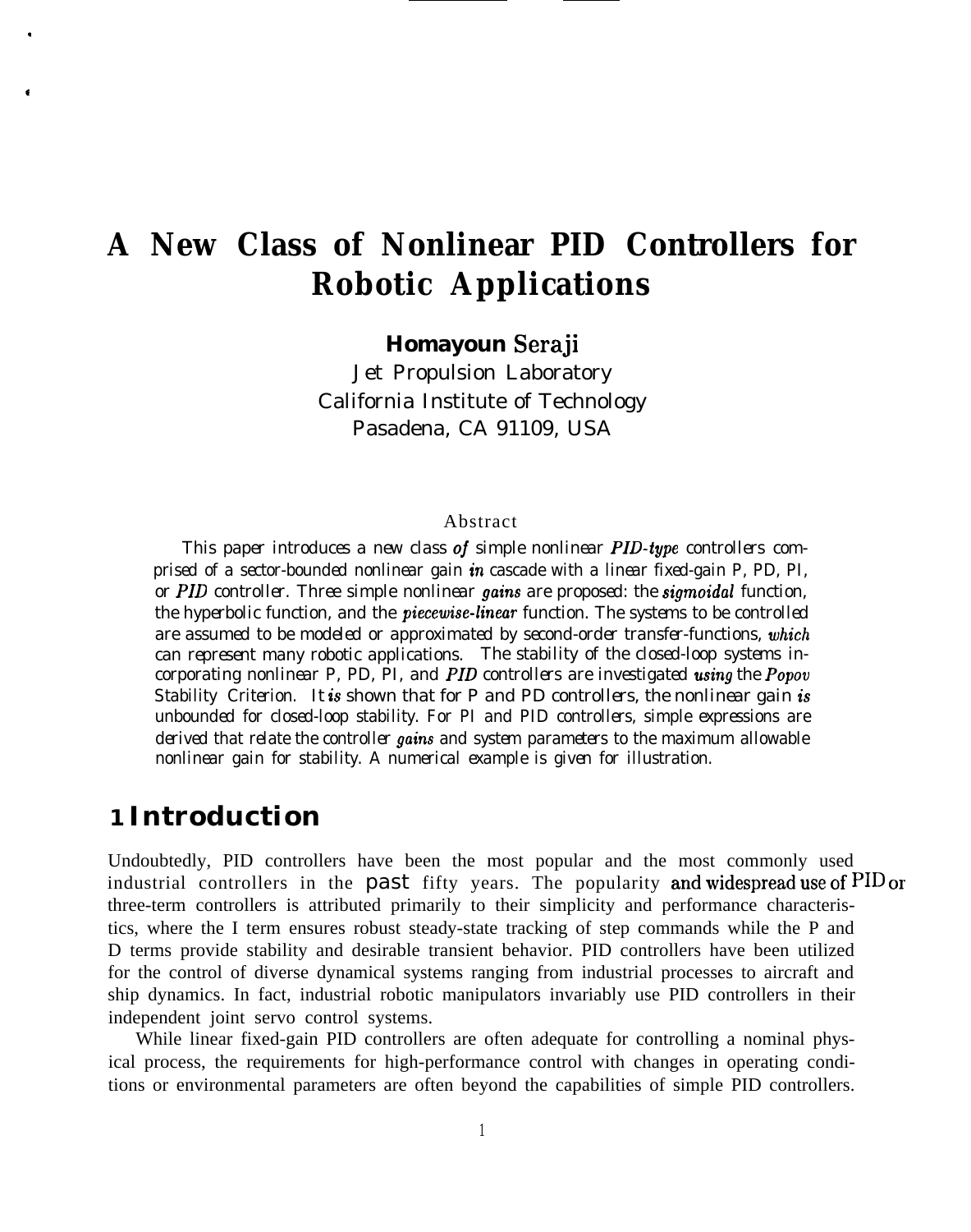# A New Class of Nonlinear PID Controllers for Robotic Applications

**Homayoun Seraji**

Jet Propulsion Laboratory
California Institute of Technology
Pasadena, CA 91109, USA

## Abstract

This paper introduces a new class of simple nonlinear PID-type controllers comprised of a sector-bounded nonlinear gain in cascade with a linear fixed-gain P, PD, PI, or PID controller. Three simple nonlinear gains are proposed: the sigmoidal function, the hyperbolic function, and the piecewise-linear function. The systems to be controlled are assumed to be modeled or approximated by second-order transfer-functions, which can represent many robotic applications. The stability of the closed-loop systems incorporating nonlinear P, PD, PI, and PID controllers are investigated using the Popov Stability Criterion. It is shown that for P and PD controllers, the nonlinear gain is unbounded for closed-loop stability. For PI and PID controllers, simple expressions are derived that relate the controller gains and system parameters to the maximum allowable nonlinear gain for stability. A numerical example is given for illustration.

## 1 Introduction

Undoubtedly, PID controllers have been the most popular and the most commonly used industrial controllers in the past fifty years. The popularity and widespread use of PID or three-term controllers is attributed primarily to their simplicity and performance characteristics, where the I term ensures robust steady-state tracking of step commands while the P and D terms provide stability and desirable transient behavior. PID controllers have been utilized for the control of diverse dynamical systems ranging from industrial processes to aircraft and ship dynamics. In fact, industrial robotic manipulators invariably use PID controllers in their independent joint servo control systems.

While linear fixed-gain PID controllers are often adequate for controlling a nominal physical process, the requirements for high-performance control with changes in operating conditions or environmental parameters are often beyond the capabilities of simple PID controllers.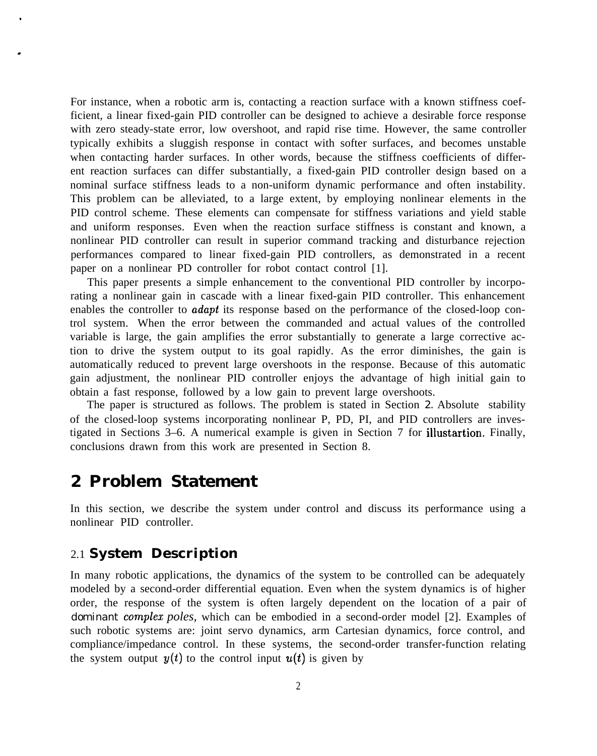For instance, when a robotic arm is, contacting a reaction surface with a known stiffness coefficient, a linear fixed-gain PID controller can be designed to achieve a desirable force response with zero steady-state error, low overshoot, and rapid rise time. However, the same controller typically exhibits a sluggish response in contact with softer surfaces, and becomes unstable when contacting harder surfaces. In other words, because the stiffness coefficients of different reaction surfaces can differ substantially, a fixed-gain PID controller design based on a nominal surface stiffness leads to a non-uniform dynamic performance and often instability. This problem can be alleviated, to a large extent, by employing nonlinear elements in the PID control scheme. These elements can compensate for stiffness variations and yield stable and uniform responses. Even when the reaction surface stiffness is constant and known, a nonlinear PID controller can result in superior command tracking and disturbance rejection performances compared to linear fixed-gain PID controllers, as demonstrated in a recent paper on a nonlinear PD controller for robot contact control [1].

This paper presents a simple enhancement to the conventional PID controller by incorporating a nonlinear gain in cascade with a linear fixed-gain PID controller. This enhancement enables the controller to *adapt* its response based on the performance of the closed-loop control system. When the error between the commanded and actual values of the controlled variable is large, the gain amplifies the error substantially to generate a large corrective action to drive the system output to its goal rapidly. As the error diminishes, the gain is automatically reduced to prevent large overshoots in the response. Because of this automatic gain adjustment, the nonlinear PID controller enjoys the advantage of high initial gain to obtain a fast response, followed by a low gain to prevent large overshoots.

The paper is structured as follows. The problem is stated in Section 2. Absolute stability of the closed-loop systems incorporating nonlinear P, PD, PI, and PID controllers are investigated in Sections 3–6. A numerical example is given in Section 7 for illustartion. Finally, conclusions drawn from this work are presented in Section 8.

## 2 Problem Statement

In this section, we describe the system under control and discuss its performance using a nonlinear PID controller.

### 2.1 System Description

In many robotic applications, the dynamics of the system to be controlled can be adequately modeled by a second-order differential equation. Even when the system dynamics is of higher order, the response of the system is often largely dependent on the location of a pair of dominant *complex poles*, which can be embodied in a second-order model [2]. Examples of such robotic systems are: joint servo dynamics, arm Cartesian dynamics, force control, and compliance/impedance control. In these systems, the second-order transfer-function relating the system output $y(t)$ to the control input $u(t)$ is given by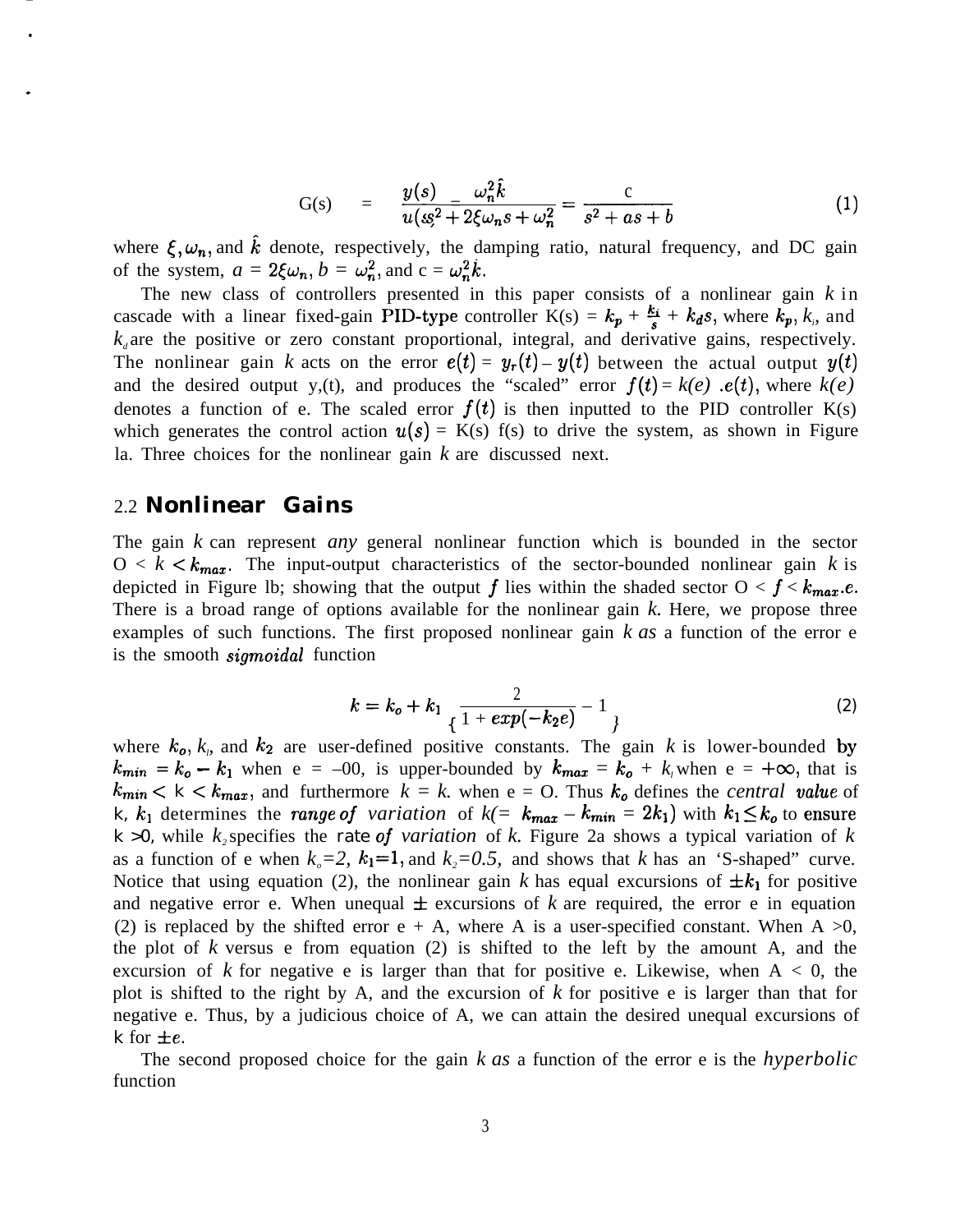$$G(s) = \frac{y(s)}{u(s)} = \frac{\omega_n^2 \hat{k}}{s^2 + 2\xi\omega_n s + \omega_n^2} = \frac{c}{s^2 + as + b} \tag{1}$$

where $\xi, \omega_n$, and $\hat{k}$ denote, respectively, the damping ratio, natural frequency, and DC gain of the system, $a = 2\xi\omega_n$, $b = \omega_n^2$, and $c = \omega_n^2 \hat{k}$.

The new class of controllers presented in this paper consists of a nonlinear gain $k$ in cascade with a linear fixed-gain PID-type controller $K(s) = k_p + \frac{k_i}{s} + k_d s$, where $k_p$, $k_i$, and $k_d$ are the positive or zero constant proportional, integral, and derivative gains, respectively. The nonlinear gain $k$ acts on the error $e(t) = y_r(t) - y(t)$ between the actual output $y(t)$ and the desired output $y_r(t)$, and produces the "scaled" error $f(t) = k(e) . e(t)$, where $k(e)$ denotes a function of e. The scaled error $f(t)$ is then inputted to the PID controller K(s) which generates the control action $u(s)$ = K(s) f(s) to drive the system, as shown in Figure 1a. Three choices for the nonlinear gain $k$ are discussed next.

## 2.2 Nonlinear Gains

The gain $k$ can represent *any* general nonlinear function which is bounded in the sector $0 < k < k_{max}$. The input-output characteristics of the sector-bounded nonlinear gain $k$ is depicted in Figure 1b; showing that the output $f$ lies within the shaded sector $0 < f < k_{max}.e$. There is a broad range of options available for the nonlinear gain $k$. Here, we propose three examples of such functions. The first proposed nonlinear gain $k$ as a function of the error e is the smooth *sigmoidal* function

$$k = k_o + k_1 \left\{ \frac{2}{1 + exp(-k_2 e)} - 1 \right\} \tag{2}$$

where $k_o$, $k_1$, and $k_2$ are user-defined positive constants. The gain $k$ is lower-bounded by $k_{min} = k_o - k_1$ when e = $-\infty$, is upper-bounded by $k_{max} = k_o + k_1$ when e = $+\infty$, that is $k_{min} < k < k_{max}$, and furthermore $k = k_o$ when e = 0. Thus $k_o$ defines the *central value* of k, $k_1$ determines the *range of variation* of $k (= k_{max} - k_{min} = 2k_1)$ with $k_1 \leq k_o$ to ensure $k > 0$, while $k_2$ specifies the *rate of variation* of $k$. Figure 2a shows a typical variation of $k$ as a function of e when $k_o=2$, $k_1=1$, and $k_2=0.5$, and shows that $k$ has an 'S-shaped" curve. Notice that using equation (2), the nonlinear gain $k$ has equal excursions of $\pm k_1$ for positive and negative error e. When unequal $\pm$ excursions of $k$ are required, the error e in equation (2) is replaced by the shifted error e + A, where A is a user-specified constant. When A >0, the plot of $k$ versus e from equation (2) is shifted to the left by the amount A, and the excursion of $k$ for negative e is larger than that for positive e. Likewise, when A < 0, the plot is shifted to the right by A, and the excursion of $k$ for positive e is larger than that for negative e. Thus, by a judicious choice of A, we can attain the desired unequal excursions of k for $\pm e$.

The second proposed choice for the gain $k$ as a function of the error e is the *hyperbolic* function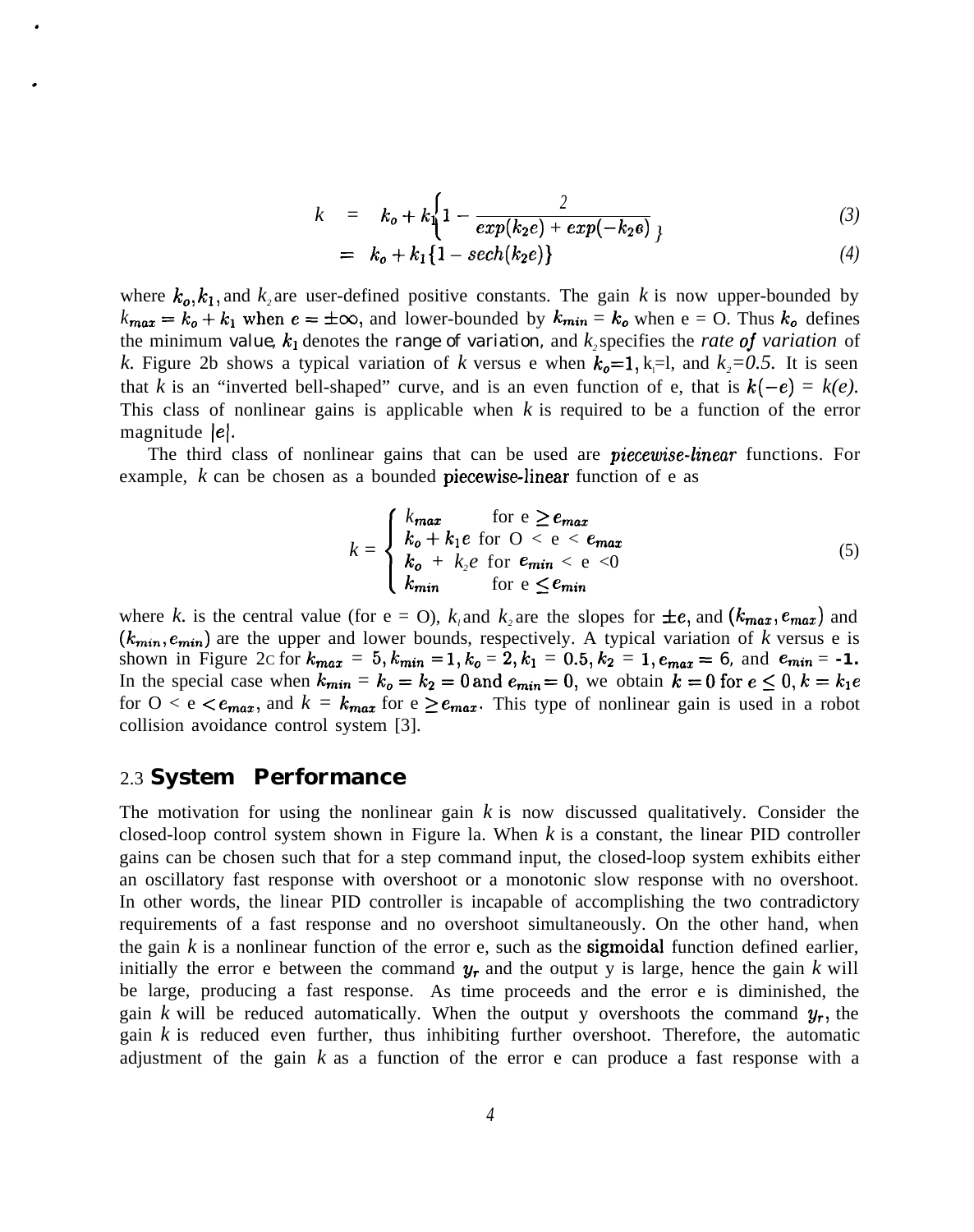$$k = k_o + k_1\left\{1 - \frac{2}{exp(k_2 e) + exp(-k_2 e)}\right\} \tag{3}$$

$$= k_o + k_1\{1 - sech(k_2 e)\} \tag{4}$$

where $k_o, k_1$, and $k_2$ are user-defined positive constants. The gain $k$ is now upper-bounded by $k_{max} = k_o + k_1$ when $e = \pm\infty$, and lower-bounded by $k_{min} = k_o$ when e = O. Thus $k_o$ defines the minimum value, $k_1$ denotes the range of variation, and $k_2$ specifies the *rate of variation* of $k$. Figure 2b shows a typical variation of $k$ versus e when $k_o=1$, $k_1=1$, and $k_2=0.5$. It is seen that $k$ is an "inverted bell-shaped" curve, and is an even function of e, that is $k(-e) = k(e)$. This class of nonlinear gains is applicable when $k$ is required to be a function of the error magnitude $|e|$.

The third class of nonlinear gains that can be used are *piecewise-linear* functions. For example, $k$ can be chosen as a bounded piecewise-linear function of e as

$$k = \begin{cases} k_{max} & \text{for } e \geq e_{max} \\ k_o + k_1 e & \text{for } 0 < e < e_{max} \\ k_o + k_2 e & \text{for } e_{min} < e < 0 \\ k_{min} & \text{for } e \leq e_{min} \end{cases} \tag{5}$$

where $k_o$ is the central value (for e = O), $k_1$ and $k_2$ are the slopes for $\pm e$, and $(k_{max}, e_{max})$ and $(k_{min}, e_{min})$ are the upper and lower bounds, respectively. A typical variation of $k$ versus e is shown in Figure 2c for $k_{max} = 5, k_{min} = 1, k_o = 2, k_1 = 0.5, k_2 = 1, e_{max} = 6$, and $e_{min} = -1$. In the special case when $k_{min} = k_o = k_2 = 0$ and $e_{min} = 0$, we obtain $k = 0$ for $e \leq 0$, $k = k_1 e$ for $0 < e < e_{max}$, and $k = k_{max}$ for $e \geq e_{max}$. This type of nonlinear gain is used in a robot collision avoidance control system [3].

### 2.3 System Performance

The motivation for using the nonlinear gain $k$ is now discussed qualitatively. Consider the closed-loop control system shown in Figure la. When $k$ is a constant, the linear PID controller gains can be chosen such that for a step command input, the closed-loop system exhibits either an oscillatory fast response with overshoot or a monotonic slow response with no overshoot. In other words, the linear PID controller is incapable of accomplishing the two contradictory requirements of a fast response and no overshoot simultaneously. On the other hand, when the gain $k$ is a nonlinear function of the error e, such as the sigmoidal function defined earlier, initially the error e between the command $y_r$ and the output y is large, hence the gain $k$ will be large, producing a fast response. As time proceeds and the error e is diminished, the gain $k$ will be reduced automatically. When the output y overshoots the command $y_r$, the gain $k$ is reduced even further, thus inhibiting further overshoot. Therefore, the automatic adjustment of the gain $k$ as a function of the error e can produce a fast response with a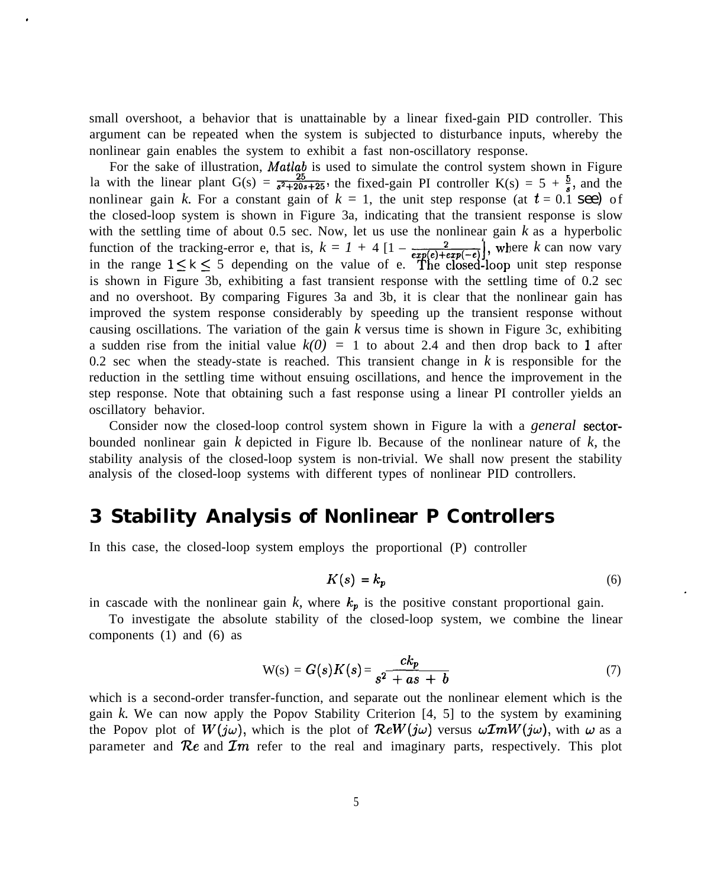small overshoot, a behavior that is unattainable by a linear fixed-gain PID controller. This argument can be repeated when the system is subjected to disturbance inputs, whereby the nonlinear gain enables the system to exhibit a fast non-oscillatory response.

For the sake of illustration, *Matlab* is used to simulate the control system shown in Figure 1a with the linear plant $G(s) = \frac{25}{s^2+20s+25}$, the fixed-gain PI controller $K(s) = 5 + \frac{5}{s}$, and the nonlinear gain $k$. For a constant gain of $k = 1$, the unit step response (at $t = 0.1$ sec) of the closed-loop system is shown in Figure 3a, indicating that the transient response is slow with the settling time of about 0.5 sec. Now, let us use the nonlinear gain $k$ as a hyperbolic function of the tracking-error e, that is, $k = 1 + 4\left[1 - \frac{2}{exp(e)+exp(-e)}\right]$, where $k$ can now vary in the range $1 \leq k \leq 5$ depending on the value of e. The closed-loop unit step response is shown in Figure 3b, exhibiting a fast transient response with the settling time of 0.2 sec and no overshoot. By comparing Figures 3a and 3b, it is clear that the nonlinear gain has improved the system response considerably by speeding up the transient response without causing oscillations. The variation of the gain $k$ versus time is shown in Figure 3c, exhibiting a sudden rise from the initial value $k(0) = 1$ to about 2.4 and then drop back to 1 after 0.2 sec when the steady-state is reached. This transient change in $k$ is responsible for the reduction in the settling time without ensuing oscillations, and hence the improvement in the step response. Note that obtaining such a fast response using a linear PI controller yields an oscillatory behavior.

Consider now the closed-loop control system shown in Figure 1a with a *general* sector-bounded nonlinear gain $k$ depicted in Figure 1b. Because of the nonlinear nature of $k$, the stability analysis of the closed-loop system is non-trivial. We shall now present the stability analysis of the closed-loop systems with different types of nonlinear PID controllers.

## 3 Stability Analysis of Nonlinear P Controllers

In this case, the closed-loop system employs the proportional (P) controller

$$K(s) = k_p \tag{6}$$

in cascade with the nonlinear gain $k$, where $k_p$ is the positive constant proportional gain.

To investigate the absolute stability of the closed-loop system, we combine the linear components (1) and (6) as

$$W(s) = G(s)K(s) = \frac{ck_p}{s^2 + as + b} \tag{7}$$

which is a second-order transfer-function, and separate out the nonlinear element which is the gain $k$. We can now apply the Popov Stability Criterion [4, 5] to the system by examining the Popov plot of $W(j\omega)$, which is the plot of $\mathcal{R}eW(j\omega)$ versus $\omega\mathcal{I}mW(j\omega)$, with $\omega$ as a parameter and $\mathcal{R}e$ and $\mathcal{I}m$ refer to the real and imaginary parts, respectively. This plot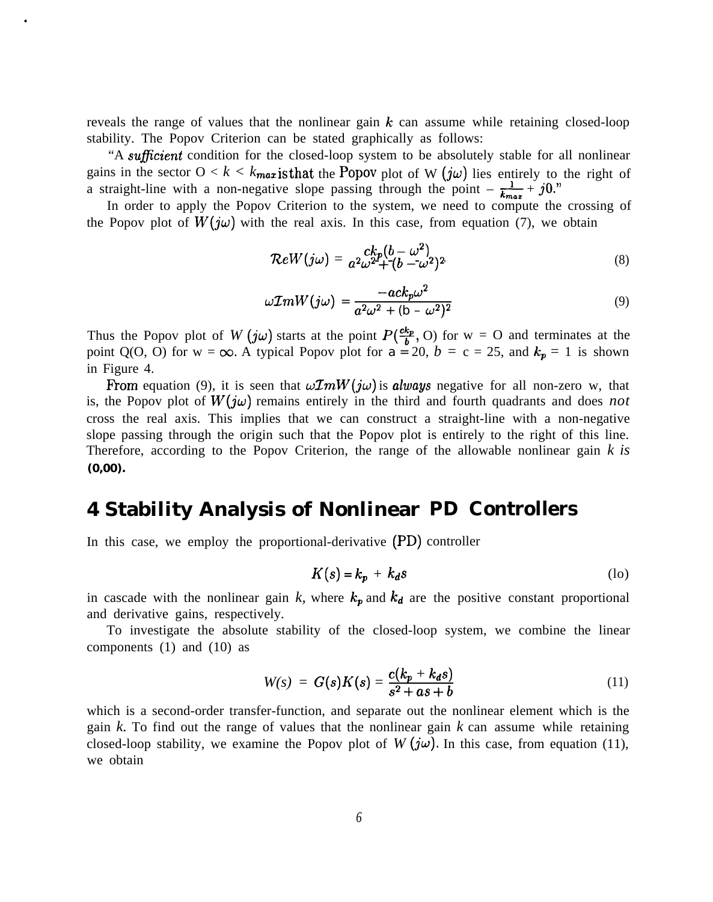reveals the range of values that the nonlinear gain $k$ can assume while retaining closed-loop stability. The Popov Criterion can be stated graphically as follows:

"A *sufficient* condition for the closed-loop system to be absolutely stable for all nonlinear gains in the sector $0 < k < k_{max}$ is that the Popov plot of $W(j\omega)$ lies entirely to the right of a straight-line with a non-negative slope passing through the point $-\frac{1}{k_{max}} + j0$."

In order to apply the Popov Criterion to the system, we need to compute the crossing of the Popov plot of $W(j\omega)$ with the real axis. In this case, from equation (7), we obtain

$$\mathcal{R}eW(j\omega) = \frac{ck_p(b-\omega^2)}{a^2\omega^2 + (b-\omega^2)^2} \tag{8}$$

$$\omega\mathcal{I}mW(j\omega) = \frac{-ack_p\omega^2}{a^2\omega^2 + (b-\omega^2)^2} \tag{9}$$

Thus the Popov plot of $W(j\omega)$ starts at the point $P(\frac{ck_p}{b}, 0)$ for $\omega = 0$ and terminates at the point $Q(0, 0)$ for $\omega = \infty$. A typical Popov plot for $a = 20$, $b = c = 25$, and $k_p = 1$ is shown in Figure 4.

From equation (9), it is seen that $\omega\mathcal{I}mW(j\omega)$ is *always* negative for all non-zero $\omega$, that is, the Popov plot of $W(j\omega)$ remains entirely in the third and fourth quadrants and does *not* cross the real axis. This implies that we can construct a straight-line with a non-negative slope passing through the origin such that the Popov plot is entirely to the right of this line. Therefore, according to the Popov Criterion, the range of the allowable nonlinear gain $k$ is $(0, \infty)$.

## 4 Stability Analysis of Nonlinear PD Controllers

In this case, we employ the proportional-derivative (PD) controller

$$K(s) = k_p + k_d s \tag{10}$$

in cascade with the nonlinear gain $k$, where $k_p$ and $k_d$ are the positive constant proportional and derivative gains, respectively.

To investigate the absolute stability of the closed-loop system, we combine the linear components (1) and (10) as

$$W(s) = G(s)K(s) = \frac{c(k_p + k_d s)}{s^2 + as + b} \tag{11}$$

which is a second-order transfer-function, and separate out the nonlinear element which is the gain $k$. To find out the range of values that the nonlinear gain $k$ can assume while retaining closed-loop stability, we examine the Popov plot of $W(j\omega)$. In this case, from equation (11), we obtain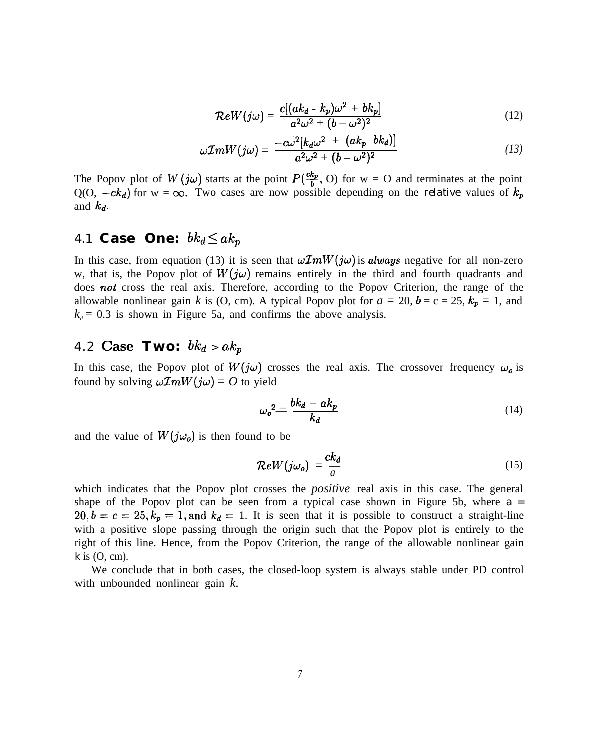$$\mathcal{R}eW(j\omega) = \frac{c[(ak_d - k_p)\omega^2 + bk_p]}{a^2\omega^2 + (b - \omega^2)^2} \tag{12}$$

$$\omega \mathcal{I}mW(j\omega) = \frac{-c\omega^2[k_d\omega^2 + (ak_p - bk_d)]}{a^2\omega^2 + (b - \omega^2)^2} \tag{13}$$

The Popov plot of $W(j\omega)$ starts at the point $P(\frac{ck_p}{b}, 0)$ for w = O and terminates at the point Q(O, $-ck_d$) for w = $\infty$. Two cases are now possible depending on the relative values of $k_p$ and $k_d$.

## 4.1 Case One: $bk_d \leq ak_p$

In this case, from equation (13) it is seen that $\omega \mathcal{I}mW(j\omega)$ is *always* negative for all non-zero w, that is, the Popov plot of $W(j\omega)$ remains entirely in the third and fourth quadrants and does *not* cross the real axis. Therefore, according to the Popov Criterion, the range of the allowable nonlinear gain $k$ is (O, cm). A typical Popov plot for $a$ = 20, $b$ = c = 25, $k_p$ = 1, and $k_d$ = 0.3 is shown in Figure 5a, and confirms the above analysis.

## 4.2 Case Two: $bk_d > ak_p$

In this case, the Popov plot of $W(j\omega)$ crosses the real axis. The crossover frequency $\omega_o$ is found by solving $\omega \mathcal{I}mW(j\omega) = O$ to yield

$$\omega_o{}^2 = \frac{bk_d - ak_p}{k_d} \tag{14}$$

and the value of $W(j\omega_o)$ is then found to be

$$\mathcal{R}eW(j\omega_o) = \frac{ck_d}{a} \tag{15}$$

which indicates that the Popov plot crosses the *positive* real axis in this case. The general shape of the Popov plot can be seen from a typical case shown in Figure 5b, where $a = 20, b = c = 25, k_p = 1,$ and $k_d =$ 1. It is seen that it is possible to construct a straight-line with a positive slope passing through the origin such that the Popov plot is entirely to the right of this line. Hence, from the Popov Criterion, the range of the allowable nonlinear gain k is (O, cm).

We conclude that in both cases, the closed-loop system is always stable under PD control with unbounded nonlinear gain $k$.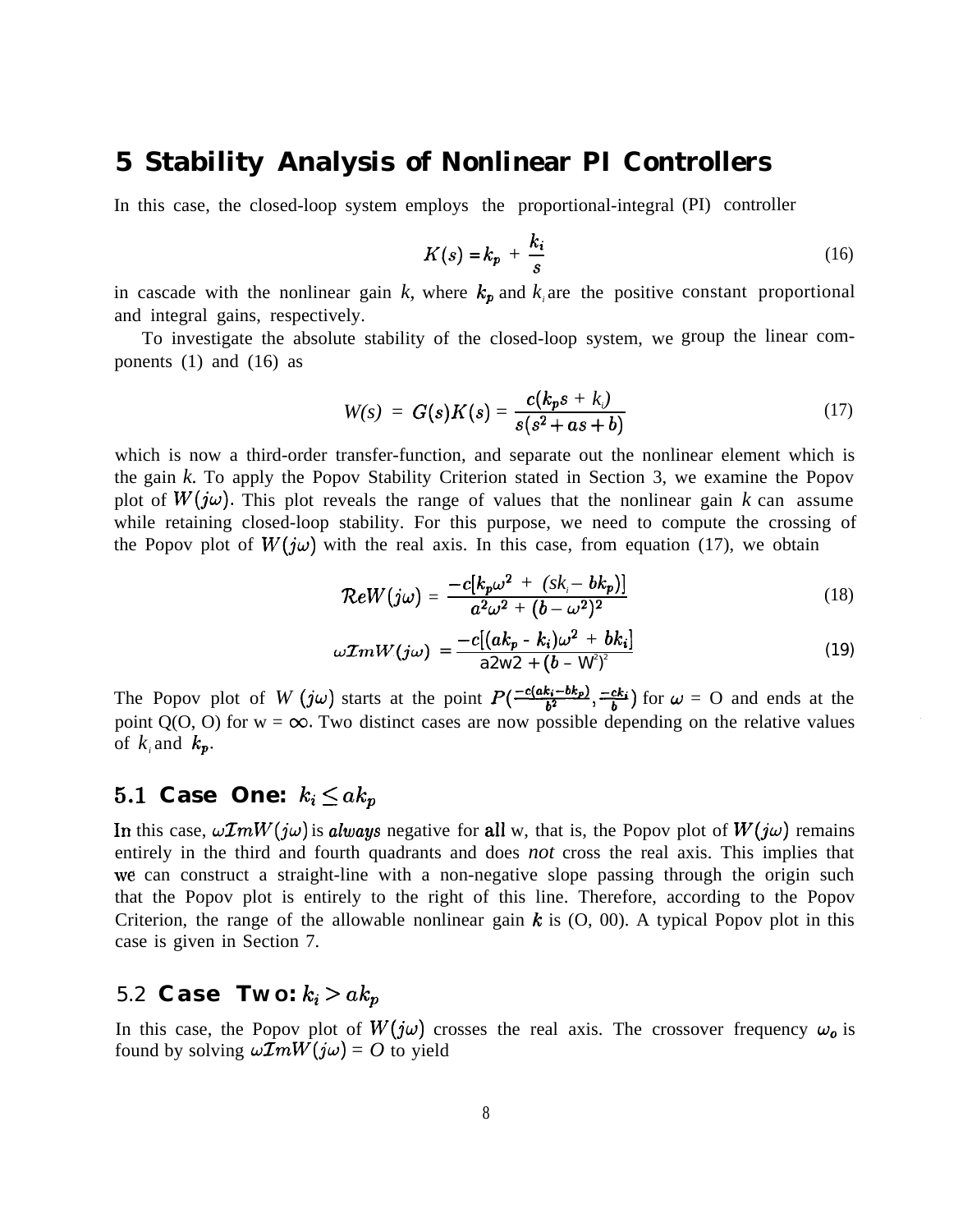## 5 Stability Analysis of Nonlinear PI Controllers

In this case, the closed-loop system employs the proportional-integral (PI) controller

$$K(s) = k_p + \frac{k_i}{s} \tag{16}$$

in cascade with the nonlinear gain $k$, where $k_p$ and $k_i$ are the positive constant proportional and integral gains, respectively.

To investigate the absolute stability of the closed-loop system, we group the linear components (1) and (16) as

$$W(s) = G(s)K(s) = \frac{c(k_p s + k_i)}{s(s^2 + as + b)} \tag{17}$$

which is now a third-order transfer-function, and separate out the nonlinear element which is the gain $k$. To apply the Popov Stability Criterion stated in Section 3, we examine the Popov plot of $W(j\omega)$. This plot reveals the range of values that the nonlinear gain $k$ can assume while retaining closed-loop stability. For this purpose, we need to compute the crossing of the Popov plot of $W(j\omega)$ with the real axis. In this case, from equation (17), we obtain

$$\mathcal{R}eW(j\omega) = \frac{-c[k_p\omega^2 + (sk_i - bk_p)]}{a^2\omega^2 + (b - \omega^2)^2} \tag{18}$$

$$\omega \mathcal{I}mW(j\omega) = \frac{-c[(ak_p - k_i)\omega^2 + bk_i]}{a^2\omega^2 + (b - \omega^2)^2} \tag{19}$$

The Popov plot of $W(j\omega)$ starts at the point $P(\frac{-c(ak_i - bk_p)}{b^2}, \frac{-ck_i}{b})$ for $\omega = 0$ and ends at the point Q(0, 0) for $w = \infty$. Two distinct cases are now possible depending on the relative values of $k_i$ and $k_p$.

### 5.1 Case One: $k_i \leq ak_p$

In this case, $\omega \mathcal{I}mW(j\omega)$ is *always* negative for **all** w, that is, the Popov plot of $W(j\omega)$ remains entirely in the third and fourth quadrants and does *not* cross the real axis. This implies that we can construct a straight-line with a non-negative slope passing through the origin such that the Popov plot is entirely to the right of this line. Therefore, according to the Popov Criterion, the range of the allowable nonlinear gain $k$ is $(0, \infty)$. A typical Popov plot in this case is given in Section 7.

### 5.2 Case Two: $k_i > ak_p$

In this case, the Popov plot of $W(j\omega)$ crosses the real axis. The crossover frequency $\omega_o$ is found by solving $\omega \mathcal{I}mW(j\omega) = 0$ to yield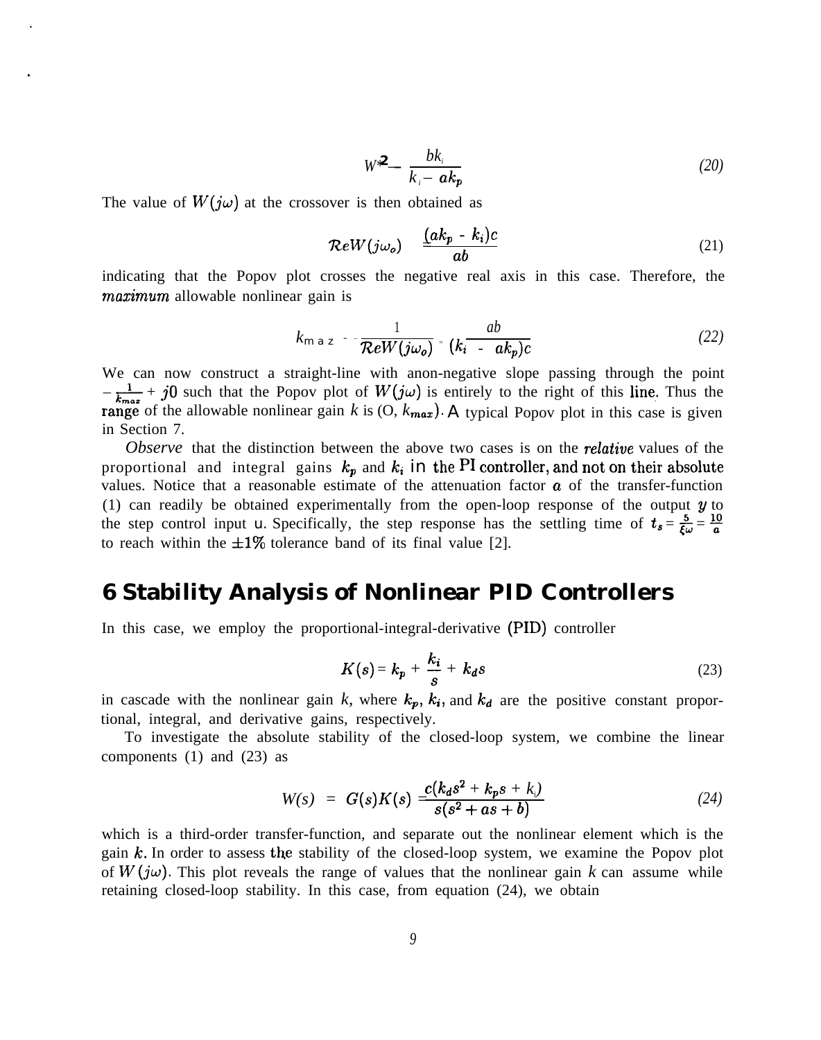$$\omega_o^2 = \frac{bk_i}{k_i - ak_p} \tag{20}$$

The value of $W(j\omega)$ at the crossover is then obtained as

$$\mathcal{R}eW(j\omega_o) = \frac{(ak_p - k_i)c}{ab} \tag{21}$$

indicating that the Popov plot crosses the negative real axis in this case. Therefore, the *maximum* allowable nonlinear gain is

$$k_{max} = -\frac{1}{\mathcal{R}eW(j\omega_o)} = \frac{ab}{(k_i - ak_p)c} \tag{22}$$

We can now construct a straight-line with anon-negative slope passing through the point $-\frac{1}{k_{max}} + j0$ such that the Popov plot of $W(j\omega)$ is entirely to the right of this line. Thus the range of the allowable nonlinear gain $k$ is $(0, k_{max})$. A typical Popov plot in this case is given in Section 7.

*Observe* that the distinction between the above two cases is on the *relative* values of the proportional and integral gains $k_p$ and $k_i$ in the PI controller, and not on their absolute values. Notice that a reasonable estimate of the attenuation factor $a$ of the transfer-function (1) can readily be obtained experimentally from the open-loop response of the output $y$ to the step control input u. Specifically, the step response has the settling time of $t_s = \frac{5}{\xi\omega} = \frac{10}{a}$ to reach within the $\pm 1\%$ tolerance band of its final value [2].

## 6 Stability Analysis of Nonlinear PID Controllers

In this case, we employ the proportional-integral-derivative (PID) controller

$$K(s) = k_p + \frac{k_i}{s} + k_d s \tag{23}$$

in cascade with the nonlinear gain $k$, where $k_p$, $k_i$, and $k_d$ are the positive constant proportional, integral, and derivative gains, respectively.

To investigate the absolute stability of the closed-loop system, we combine the linear components (1) and (23) as

$$W(s) = G(s)K(s) = \frac{c(k_d s^2 + k_p s + k_i)}{s(s^2 + as + b)} \tag{24}$$

which is a third-order transfer-function, and separate out the nonlinear element which is the gain $k$. In order to assess the stability of the closed-loop system, we examine the Popov plot of $W(j\omega)$. This plot reveals the range of values that the nonlinear gain $k$ can assume while retaining closed-loop stability. In this case, from equation (24), we obtain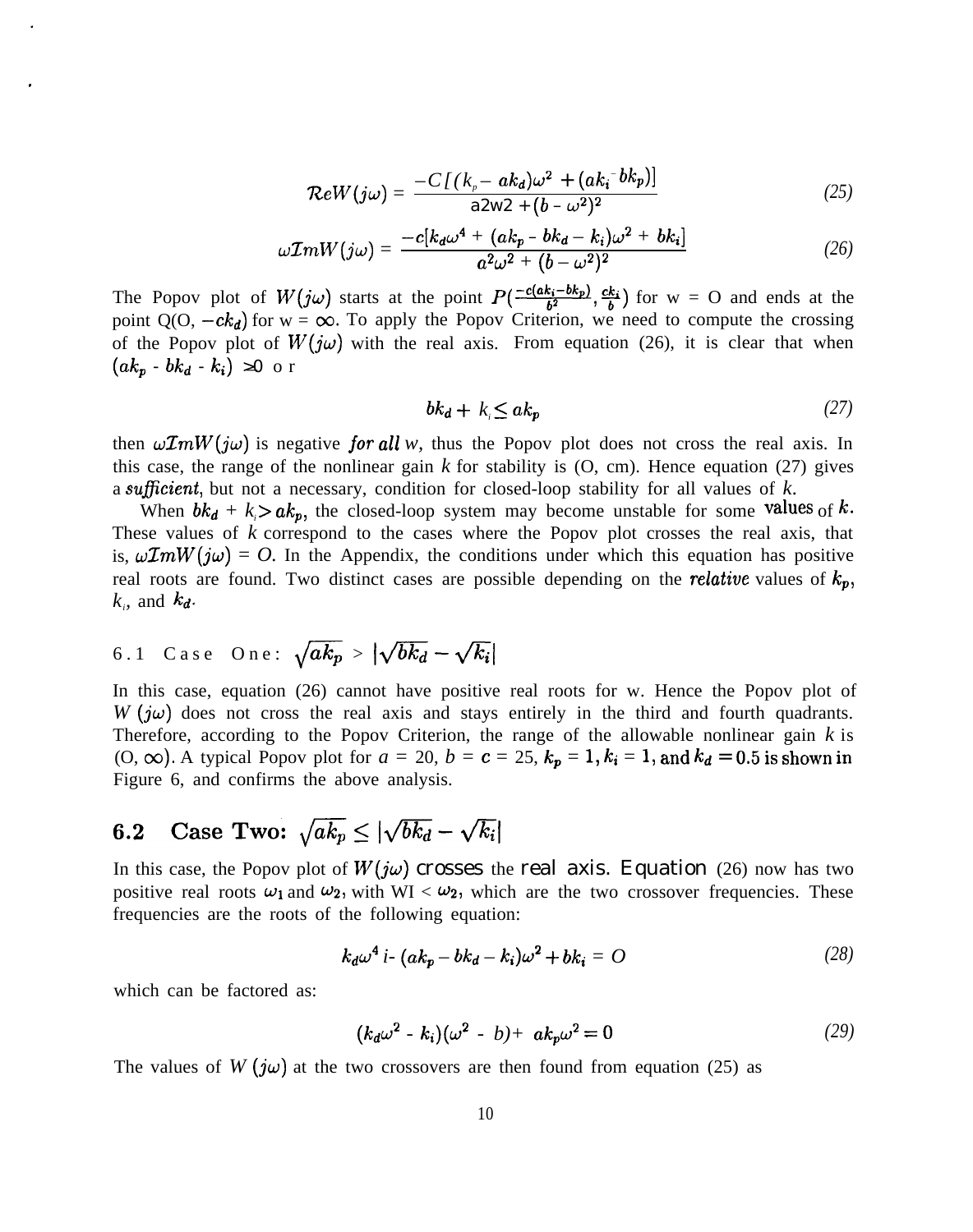$$\mathcal{R}eW(j\omega) = \frac{-C[(k_p - ak_d)\omega^2 + (ak_i - bk_p)]}{a^2\omega^2 + (b - \omega^2)^2} \tag{25}$$

$$\omega\mathcal{I}mW(j\omega) = \frac{-c[k_d\omega^4 + (ak_p - bk_d - k_i)\omega^2 + bk_i]}{a^2\omega^2 + (b - \omega^2)^2} \tag{26}$$

The Popov plot of $W(j\omega)$ starts at the point $P(\frac{-c(ak_i - bk_p)}{b^2}, \frac{ck_i}{b})$ for w = O and ends at the point Q(O, $-ck_d$) for w = $\infty$. To apply the Popov Criterion, we need to compute the crossing of the Popov plot of $W(j\omega)$ with the real axis. From equation (26), it is clear that when $(ak_p - bk_d - k_i) \geq 0$ or

$$bk_d + k_i \leq ak_p \tag{27}$$

then $\omega\mathcal{I}mW(j\omega)$ is negative *for all w*, thus the Popov plot does not cross the real axis. In this case, the range of the nonlinear gain $k$ for stability is (O, cm). Hence equation (27) gives a *sufficient*, but not a necessary, condition for closed-loop stability for all values of $k$.

When $bk_d + k_i > ak_p$, the closed-loop system may become unstable for some values of $k$. These values of $k$ correspond to the cases where the Popov plot crosses the real axis, that is, $\omega\mathcal{I}mW(j\omega) = O$. In the Appendix, the conditions under which this equation has positive real roots are found. Two distinct cases are possible depending on the *relative* values of $k_p$, $k_i$, and $k_d$.

### 6.1 Case One: $\sqrt{ak_p} > |\sqrt{bk_d} - \sqrt{k_i}|$

In this case, equation (26) cannot have positive real roots for w. Hence the Popov plot of $W(j\omega)$ does not cross the real axis and stays entirely in the third and fourth quadrants. Therefore, according to the Popov Criterion, the range of the allowable nonlinear gain $k$ is (O, $\infty$). A typical Popov plot for $a = 20$, $b = c = 25$, $k_p = 1, k_i = 1$, and $k_d = 0.5$ is shown in Figure 6, and confirms the above analysis.

### 6.2 Case Two: $\sqrt{ak_p} \leq |\sqrt{bk_d} - \sqrt{k_i}|$

In this case, the Popov plot of $W(j\omega)$ crosses the real axis. Equation (26) now has two positive real roots $\omega_1$ and $\omega_2$, with $\omega_1 < \omega_2$, which are the two crossover frequencies. These frequencies are the roots of the following equation:

$$k_d\omega^4 + (ak_p - bk_d - k_i)\omega^2 + bk_i = O \tag{28}$$

which can be factored as:

$$(k_d\omega^2 - k_i)(\omega^2 - b) + ak_p\omega^2 = 0 \tag{29}$$

The values of $W(j\omega)$ at the two crossovers are then found from equation (25) as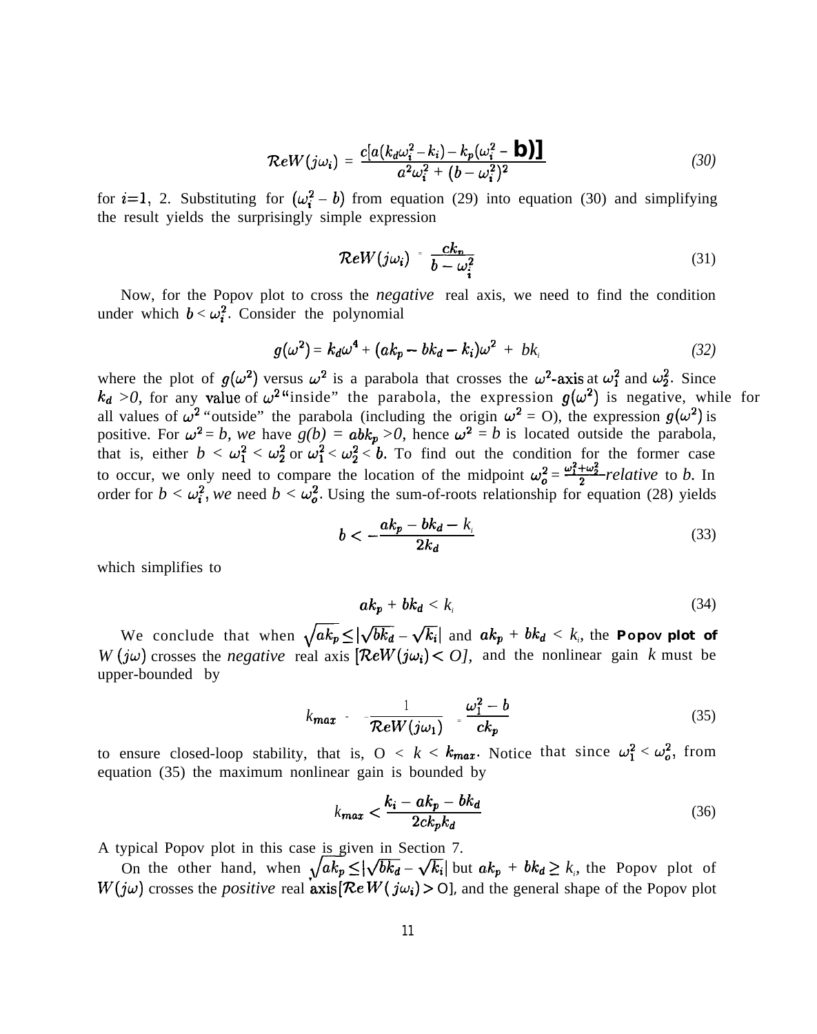$$\mathcal{R}eW(j\omega_i) = \frac{c[a(k_d\omega_i^2 - k_i) - k_p(\omega_i^2 - b)]}{a^2\omega_i^2 + (b - \omega_i^2)^2} \tag{30}$$

for $i=1$, 2. Substituting for $(\omega_i^2 - b)$ from equation (29) into equation (30) and simplifying the result yields the surprisingly simple expression

$$\mathcal{R}eW(j\omega_i) = \frac{ck_p}{b - \omega_i^2} \tag{31}$$

Now, for the Popov plot to cross the *negative* real axis, we need to find the condition under which $b < \omega_i^2$. Consider the polynomial

$$g(\omega^2) = k_d\omega^4 + (ak_p - bk_d - k_i)\omega^2 + bk_i \tag{32}$$

where the plot of $g(\omega^2)$ versus $\omega^2$ is a parabola that crosses the $\omega^2$-axis at $\omega_1^2$ and $\omega_2^2$. Since $k_d > 0$, for any value of $\omega^2$ "inside" the parabola, the expression $g(\omega^2)$ is negative, while for all values of $\omega^2$ "outside" the parabola (including the origin $\omega^2 = 0$), the expression $g(\omega^2)$ is positive. For $\omega^2 = b$, we have $g(b) = abk_p > 0$, hence $\omega^2 = b$ is located outside the parabola, that is, either $b < \omega_1^2 < \omega_2^2$ or $\omega_1^2 < \omega_2^2 < b$. To find out the condition for the former case to occur, we only need to compare the location of the midpoint $\omega_o^2 = \frac{\omega_1^2 + \omega_2^2}{2}$ *relative* to $b$. In order for $b < \omega_i^2$, we need $b < \omega_o^2$. Using the sum-of-roots relationship for equation (28) yields

$$b < -\frac{ak_p - bk_d - k_i}{2k_d} \tag{33}$$

which simplifies to

$$ak_p + bk_d < k_i \tag{34}$$

We conclude that when $\sqrt{ak_p} \le |\sqrt{bk_d} - \sqrt{k_i}|$ and $ak_p + bk_d < k_i$, the **Popov plot of** $W(j\omega)$ crosses the *negative* real axis $[\mathcal{R}eW(j\omega_i) < 0]$, and the nonlinear gain $k$ must be upper-bounded by

$$k_{max} = -\frac{1}{\mathcal{R}eW(j\omega_1)} = \frac{\omega_1^2 - b}{ck_p} \tag{35}$$

to ensure closed-loop stability, that is, $0 < k < k_{max}$. Notice that since $\omega_1^2 < \omega_o^2$, from equation (35) the maximum nonlinear gain is bounded by

$$k_{max} < \frac{k_i - ak_p - bk_d}{2ck_pk_d} \tag{36}$$

A typical Popov plot in this case is given in Section 7.

On the other hand, when $\sqrt{ak_p} \le |\sqrt{bk_d} - \sqrt{k_i}|$ but $ak_p + bk_d \ge k_i$, the Popov plot of $W(j\omega)$ crosses the *positive* real axis $[\mathcal{R}eW(j\omega_i) > 0]$, and the general shape of the Popov plot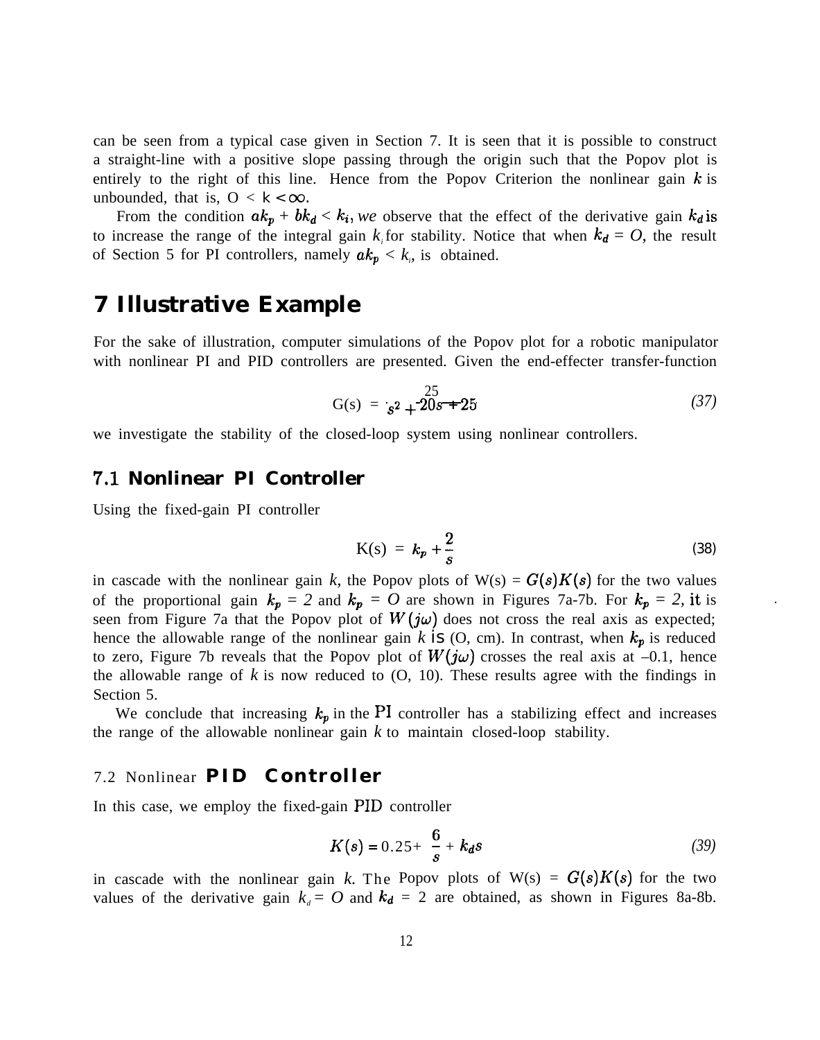can be seen from a typical case given in Section 7. It is seen that it is possible to construct a straight-line with a positive slope passing through the origin such that the Popov plot is entirely to the right of this line. Hence from the Popov Criterion the nonlinear gain $k$ is unbounded, that is, $0 < k < \infty$.

From the condition $ak_p + bk_d < k_i$, *we* observe that the effect of the derivative gain $k_d$ is to increase the range of the integral gain $k_i$ for stability. Notice that when $k_d = 0$, the result of Section 5 for PI controllers, namely $ak_p < k_i$, is obtained.

# 7 Illustrative Example

For the sake of illustration, computer simulations of the Popov plot for a robotic manipulator with nonlinear PI and PID controllers are presented. Given the end-effecter transfer-function

$$G(s) = \frac{25}{s^2 + 20s + 25} \tag{37}$$

we investigate the stability of the closed-loop system using nonlinear controllers.

## 7.1 Nonlinear PI Controller

Using the fixed-gain PI controller

$$K(s) = k_p + \frac{2}{s} \tag{38}$$

in cascade with the nonlinear gain $k$, the Popov plots of $W(s) = G(s)K(s)$ for the two values of the proportional gain $k_p = 2$ and $k_p = 0$ are shown in Figures 7a-7b. For $k_p = 2$, it is seen from Figure 7a that the Popov plot of $W(j\omega)$ does not cross the real axis as expected; hence the allowable range of the nonlinear gain $k$ is $(0, \infty)$. In contrast, when $k_p$ is reduced to zero, Figure 7b reveals that the Popov plot of $W(j\omega)$ crosses the real axis at –0.1, hence the allowable range of $k$ is now reduced to (0, 10). These results agree with the findings in Section 5.

We conclude that increasing $k_p$ in the PI controller has a stabilizing effect and increases the range of the allowable nonlinear gain $k$ to maintain closed-loop stability.

## 7.2 Nonlinear PID Controller

In this case, we employ the fixed-gain PID controller

$$K(s) = 0.25 + \frac{6}{s} + k_d s \tag{39}$$

in cascade with the nonlinear gain $k$. The Popov plots of $W(s) = G(s)K(s)$ for the two values of the derivative gain $k_d = 0$ and $k_d = 2$ are obtained, as shown in Figures 8a-8b.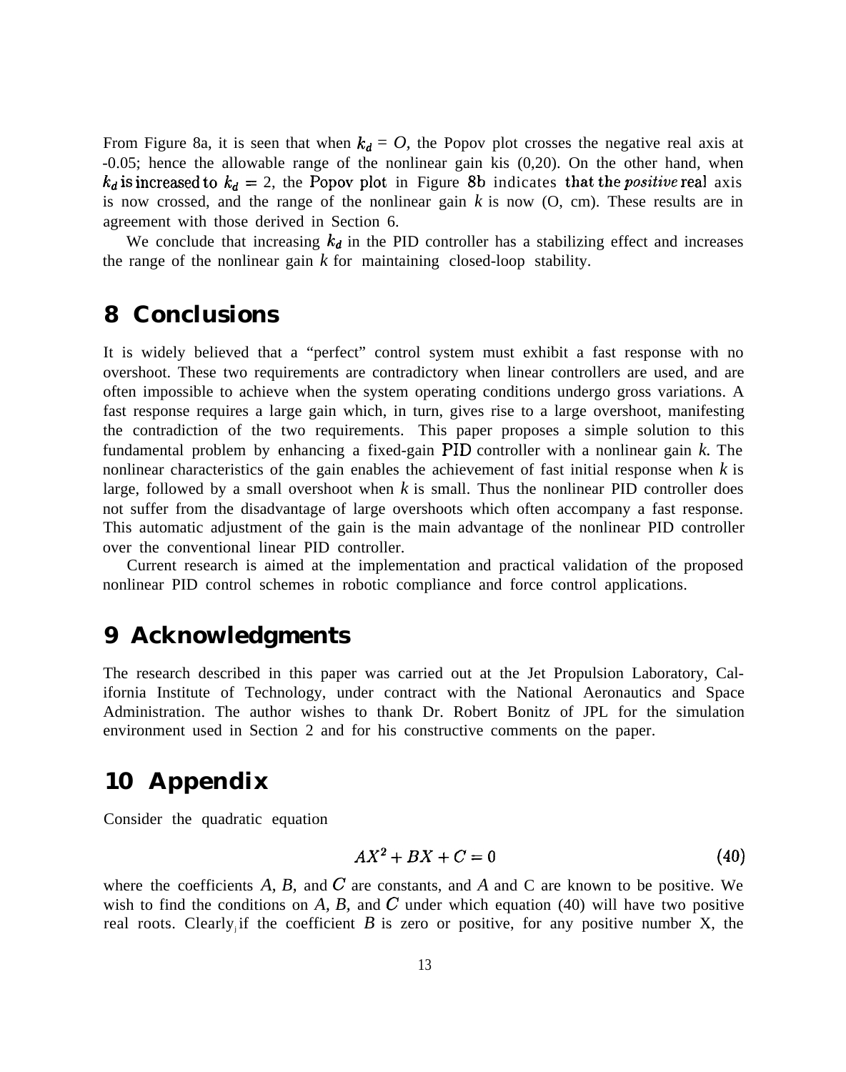From Figure 8a, it is seen that when $k_d = O$, the Popov plot crosses the negative real axis at -0.05; hence the allowable range of the nonlinear gain kis (0,20). On the other hand, when $k_d$ is increased to $k_d = 2$, the Popov plot in Figure 8b indicates that the *positive* real axis is now crossed, and the range of the nonlinear gain $k$ is now (O, cm). These results are in agreement with those derived in Section 6.

We conclude that increasing $k_d$ in the PID controller has a stabilizing effect and increases the range of the nonlinear gain $k$ for maintaining closed-loop stability.

# 8 Conclusions

It is widely believed that a "perfect" control system must exhibit a fast response with no overshoot. These two requirements are contradictory when linear controllers are used, and are often impossible to achieve when the system operating conditions undergo gross variations. A fast response requires a large gain which, in turn, gives rise to a large overshoot, manifesting the contradiction of the two requirements. This paper proposes a simple solution to this fundamental problem by enhancing a fixed-gain PID controller with a nonlinear gain $k$. The nonlinear characteristics of the gain enables the achievement of fast initial response when $k$ is large, followed by a small overshoot when $k$ is small. Thus the nonlinear PID controller does not suffer from the disadvantage of large overshoots which often accompany a fast response. This automatic adjustment of the gain is the main advantage of the nonlinear PID controller over the conventional linear PID controller.

Current research is aimed at the implementation and practical validation of the proposed nonlinear PID control schemes in robotic compliance and force control applications.

# 9 Acknowledgments

The research described in this paper was carried out at the Jet Propulsion Laboratory, California Institute of Technology, under contract with the National Aeronautics and Space Administration. The author wishes to thank Dr. Robert Bonitz of JPL for the simulation environment used in Section 2 and for his constructive comments on the paper.

# 10 Appendix

Consider the quadratic equation

$$AX^2 + BX + C = 0 \tag{40}$$

where the coefficients $A$, $B$, and $C$ are constants, and $A$ and C are known to be positive. We wish to find the conditions on $A$, $B$, and $C$ under which equation (40) will have two positive real roots. Clearly, if the coefficient $B$ is zero or positive, for any positive number X, the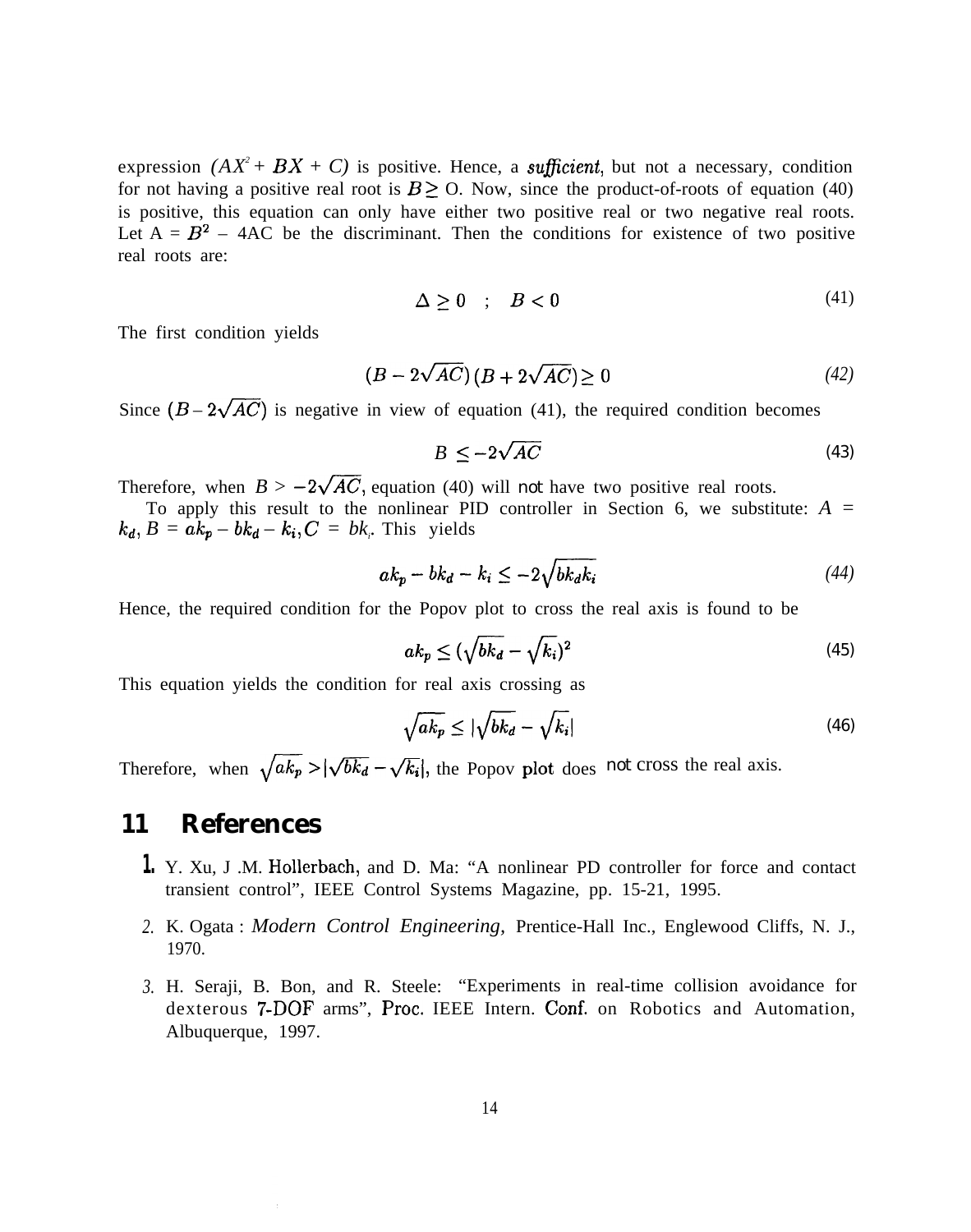expression $(AX^2 + BX + C)$ is positive. Hence, a *sufficient*, but not a necessary, condition for not having a positive real root is $B \geq 0$. Now, since the product-of-roots of equation (40) is positive, this equation can only have either two positive real or two negative real roots. Let $\Delta = B^2 - 4AC$ be the discriminant. Then the conditions for existence of two positive real roots are:

$$\Delta \geq 0 \quad ; \quad B < 0 \tag{41}$$

The first condition yields

$$(B - 2\sqrt{AC})(B + 2\sqrt{AC}) \geq 0 \tag{42}$$

Since $(B - 2\sqrt{AC})$ is negative in view of equation (41), the required condition becomes

$$B \leq -2\sqrt{AC} \tag{43}$$

Therefore, when $B > -2\sqrt{AC}$, equation (40) will not have two positive real roots.

To apply this result to the nonlinear PID controller in Section 6, we substitute: $A = k_d$, $B = ak_p - bk_d - k_i$, $C = bk_i$. This yields

$$ak_p - bk_d - k_i \leq -2\sqrt{bk_d k_i} \tag{44}$$

Hence, the required condition for the Popov plot to cross the real axis is found to be

$$ak_p \leq (\sqrt{bk_d} - \sqrt{k_i})^2 \tag{45}$$

This equation yields the condition for real axis crossing as

$$\sqrt{ak_p} \leq |\sqrt{bk_d} - \sqrt{k_i}| \tag{46}$$

Therefore, when $\sqrt{ak_p} > |\sqrt{bk_d} - \sqrt{k_i}|$, the Popov plot does not cross the real axis.

## 11 References

1. Y. Xu, J .M. Hollerbach, and D. Ma: "A nonlinear PD controller for force and contact transient control", IEEE Control Systems Magazine, pp. 15-21, 1995.

2. K. Ogata : *Modern Control Engineering*, Prentice-Hall Inc., Englewood Cliffs, N. J., 1970.

3. H. Seraji, B. Bon, and R. Steele: "Experiments in real-time collision avoidance for dexterous 7-DOF arms", Proc. IEEE Intern. Conf. on Robotics and Automation, Albuquerque, 1997.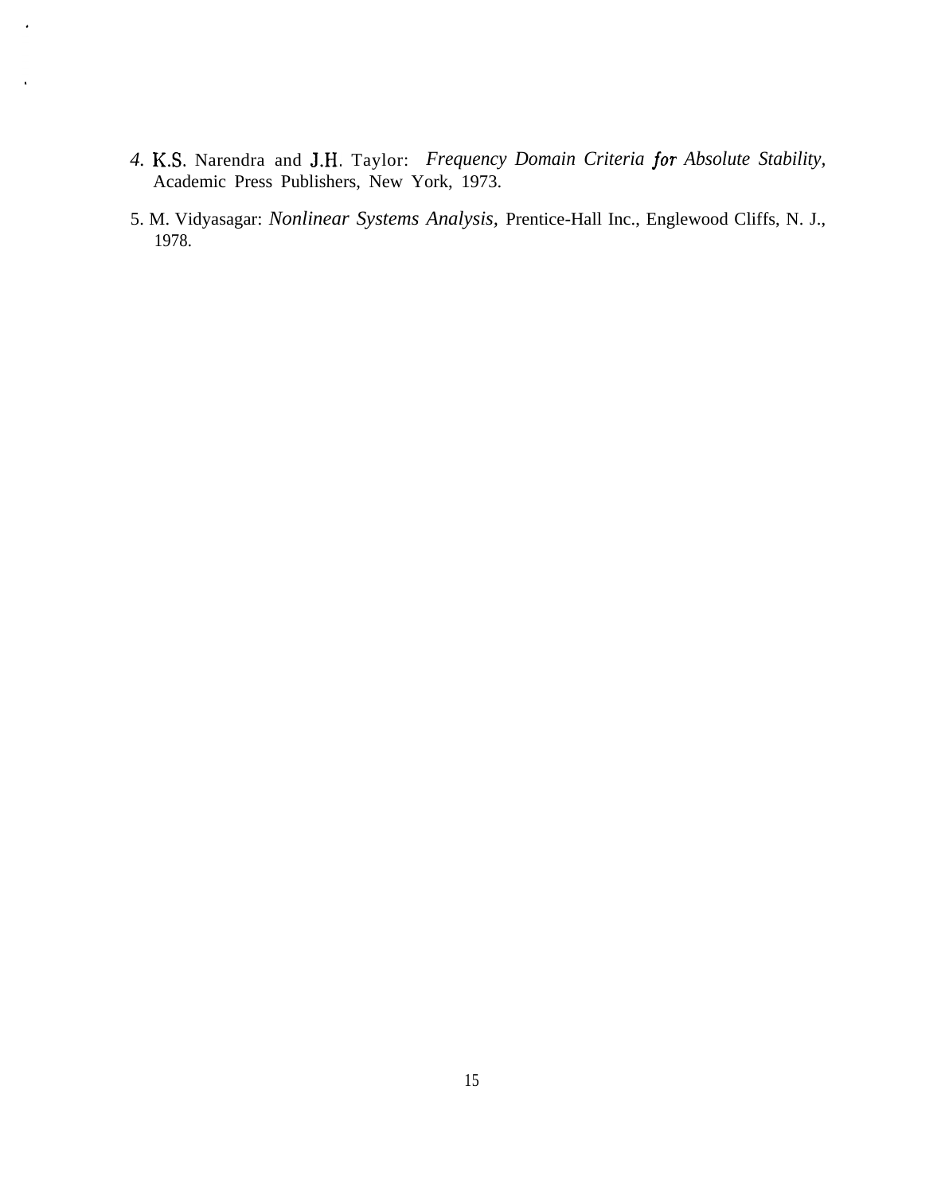4. K.S. Narendra and J.H. Taylor: *Frequency Domain Criteria for Absolute Stability,* Academic Press Publishers, New York, 1973.

5. M. Vidyasagar: *Nonlinear Systems Analysis,* Prentice-Hall Inc., Englewood Cliffs, N. J., 1978.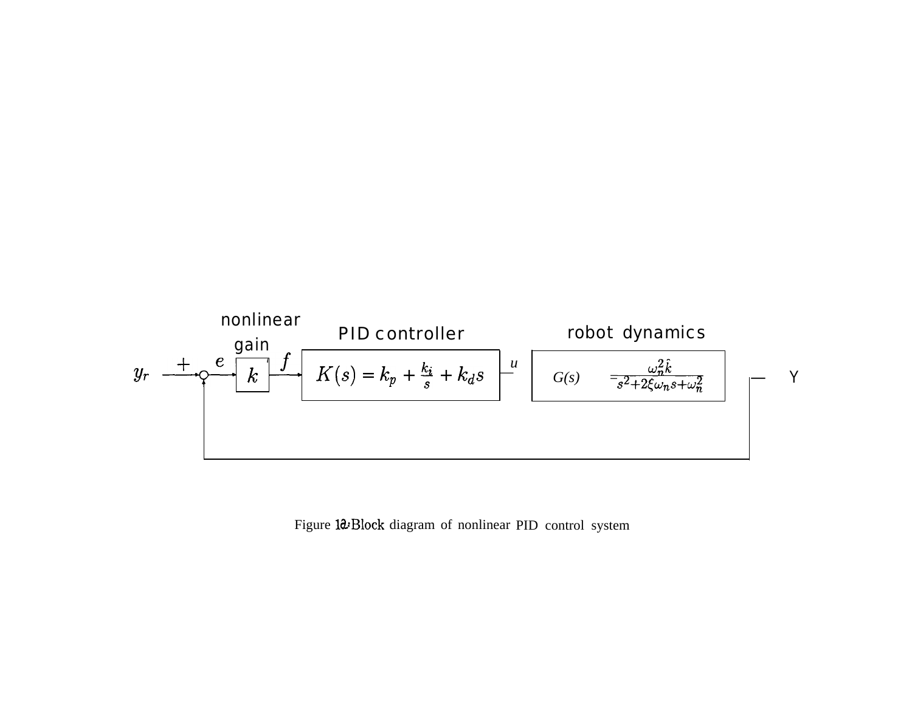nonlinear gain

PID controller

robot dynamics

$y_r$ $+$ $e$ $k$ $f$ $K(s) = k_p + \frac{k_i}{s} + k_d s$ $u$ $G(s) = \frac{\omega_n^2 \hat{k}}{s^2+2\xi\omega_n s+\omega_n^2}$ Y

Figure 12: Block diagram of nonlinear PID control system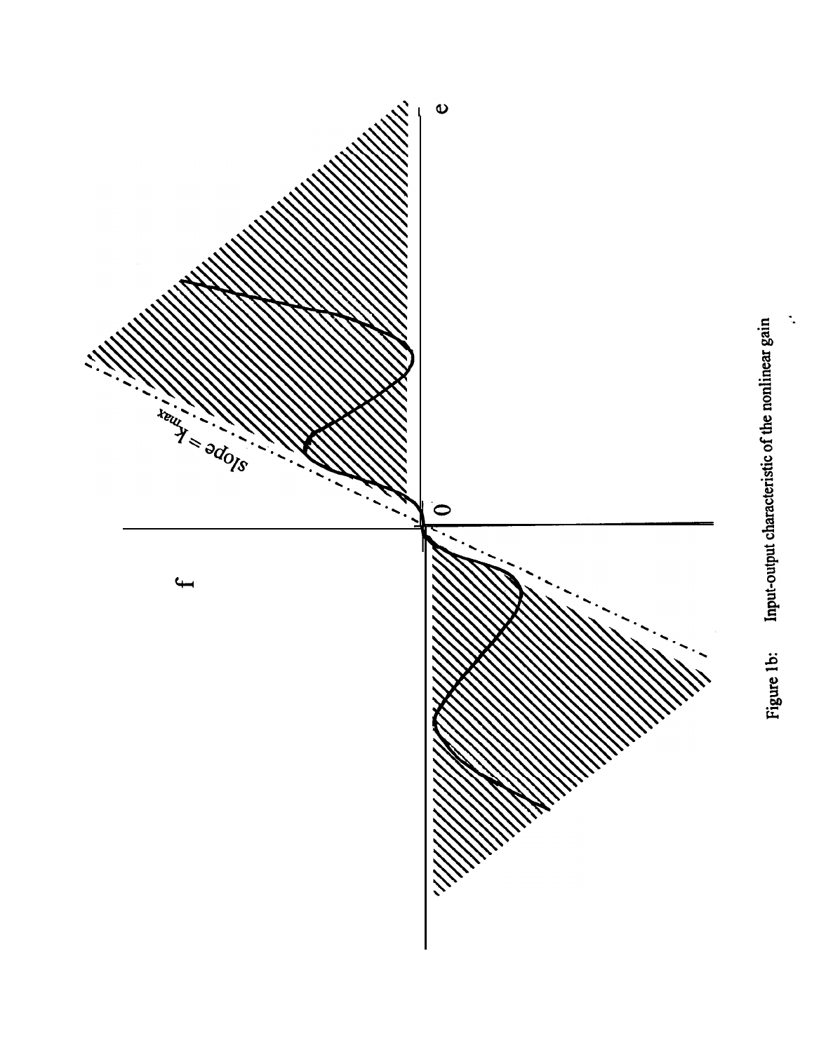Figure 1b: Input-output characteristic of the nonlinear gain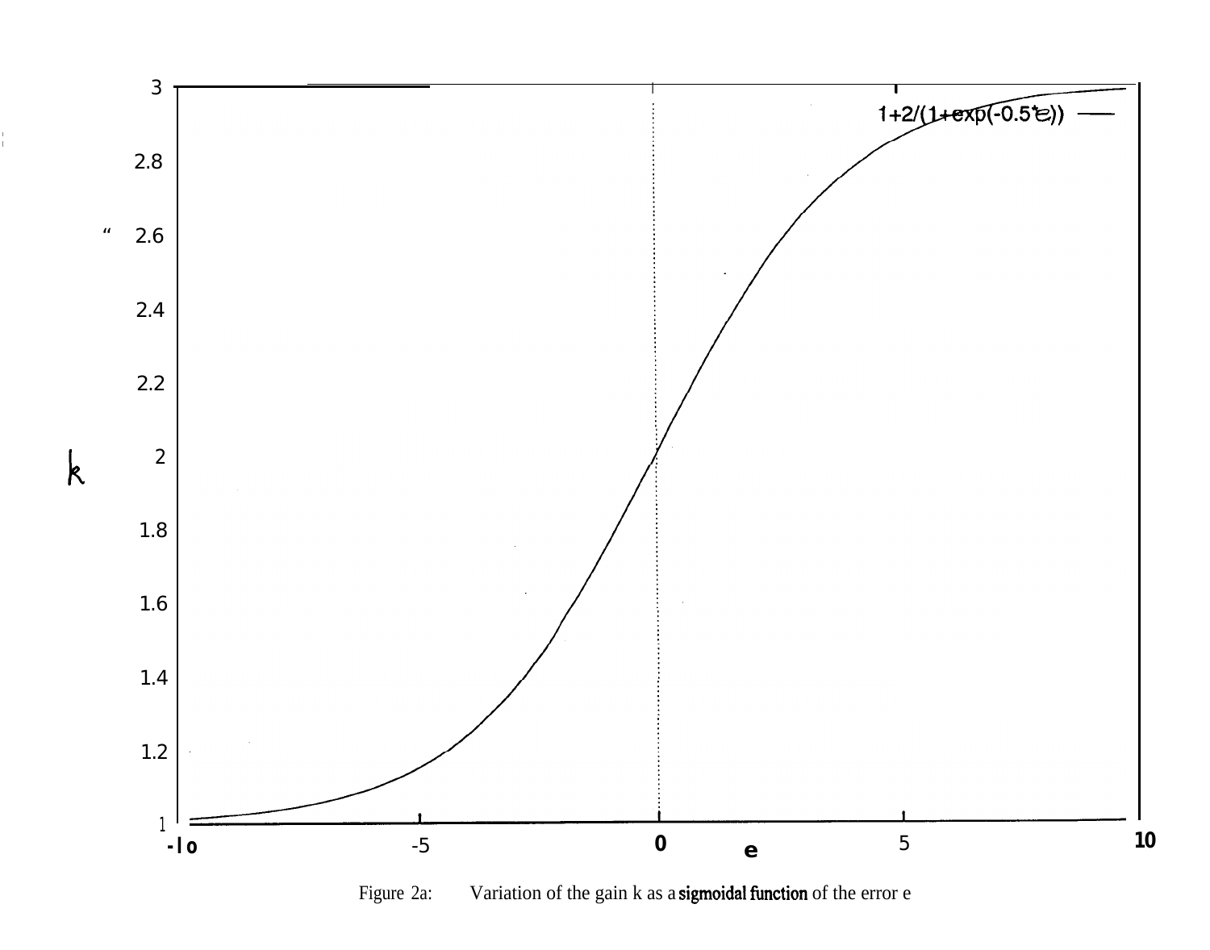Figure 2a: Variation of the gain k as a **sigmoidal function** of the error e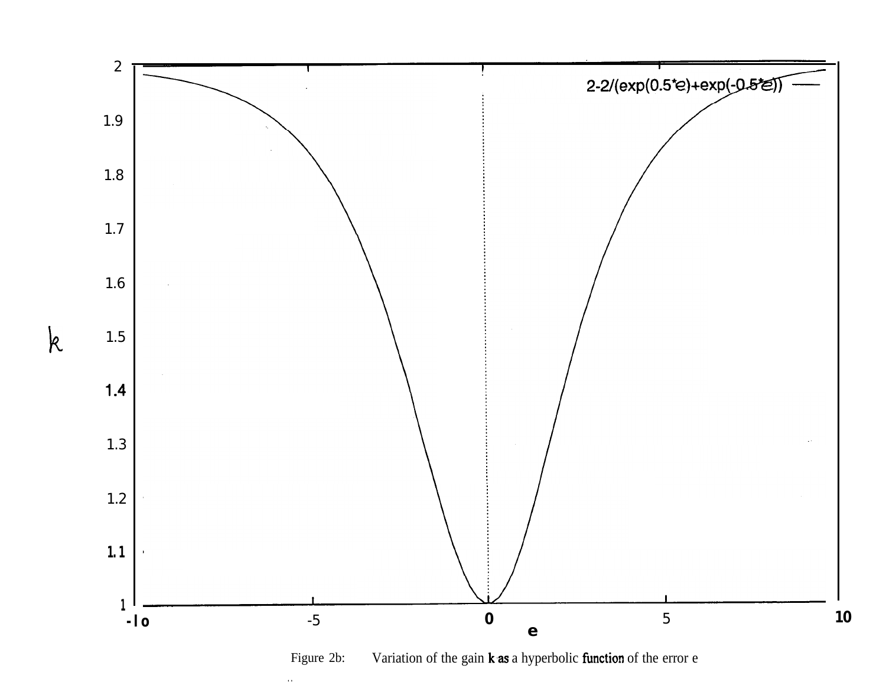Figure 2b: Variation of the gain k as a hyperbolic function of the error e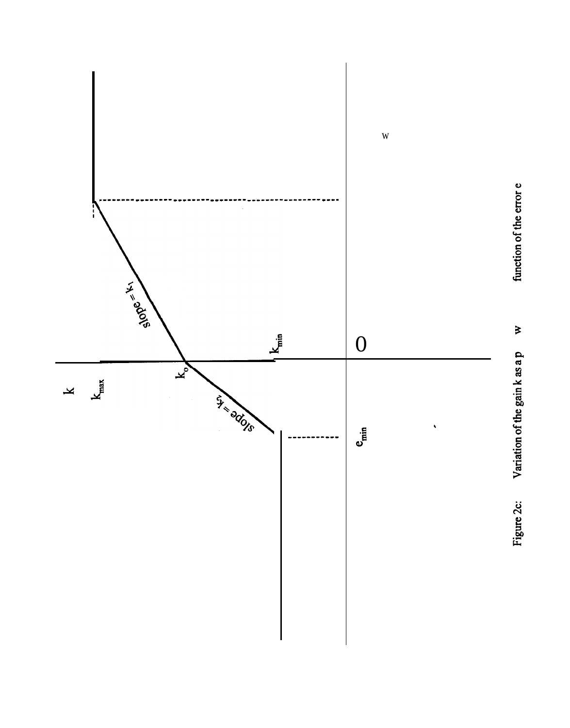Figure 2c: Variation of the gain k as a p w function of the error e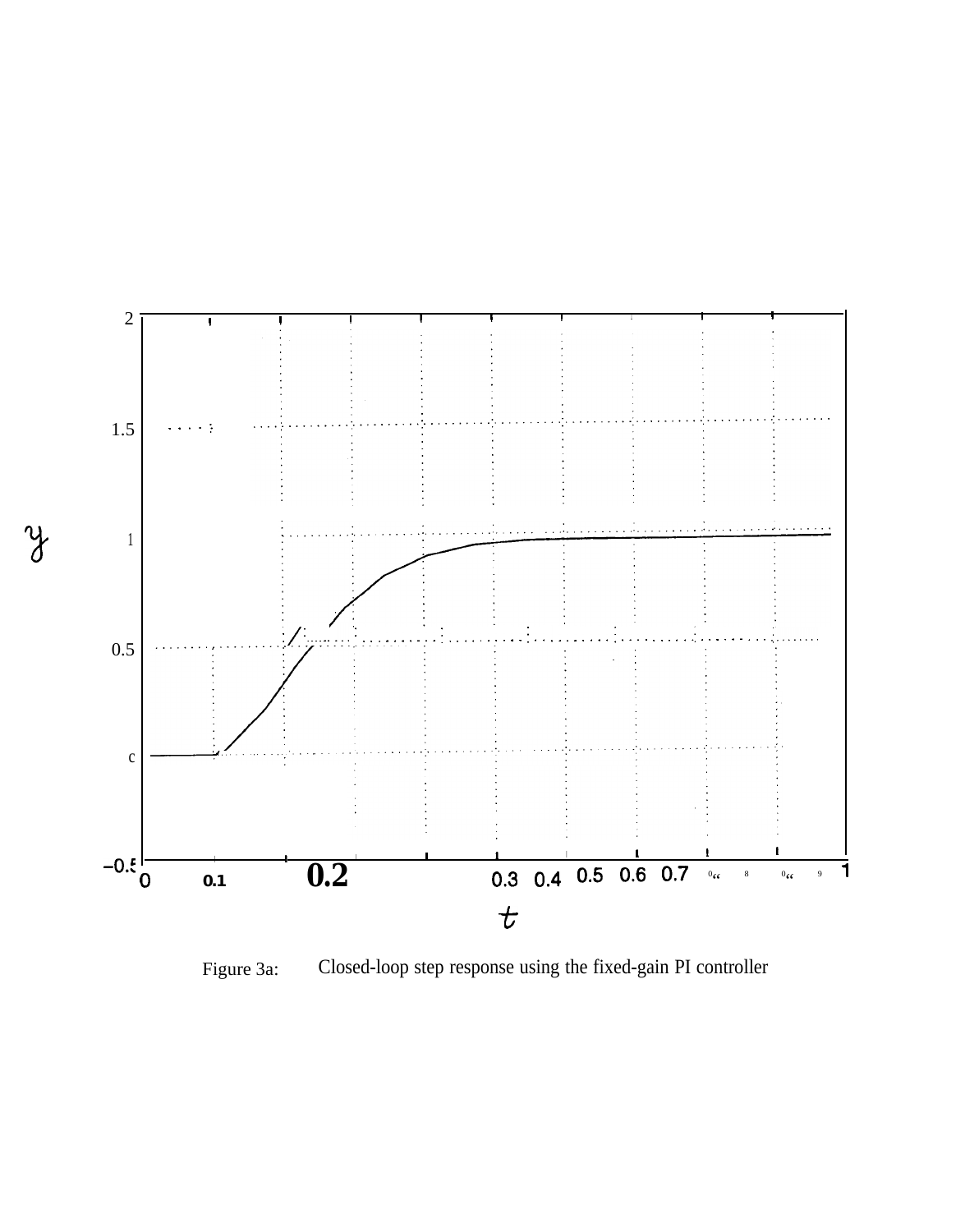Figure 3a: Closed-loop step response using the fixed-gain PI controller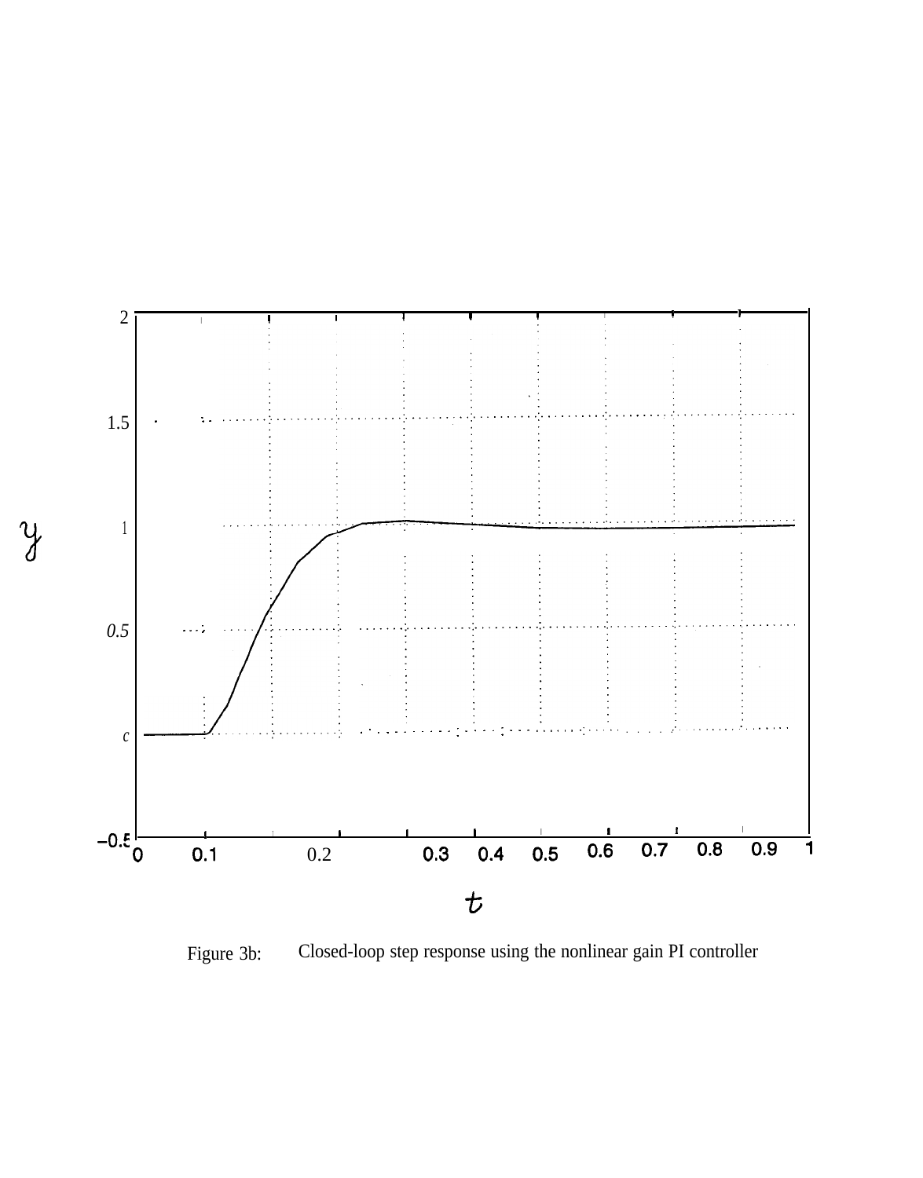Figure 3b: Closed-loop step response using the nonlinear gain PI controller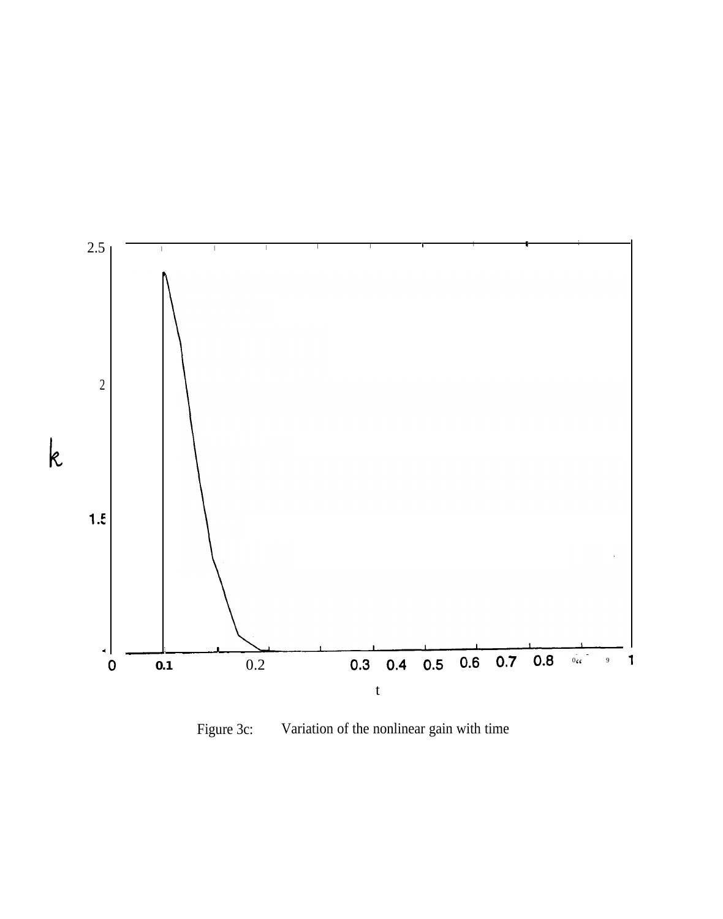Figure 3c: Variation of the nonlinear gain with time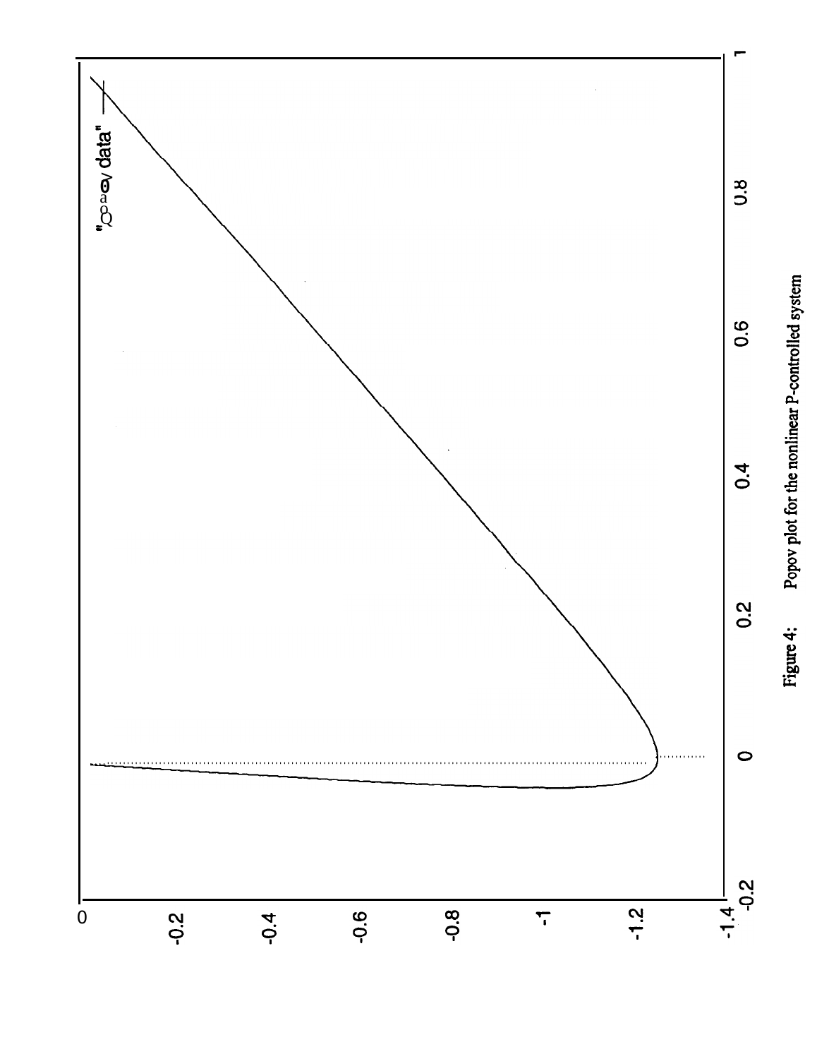Figure 4: Popov plot for the nonlinear P-controlled system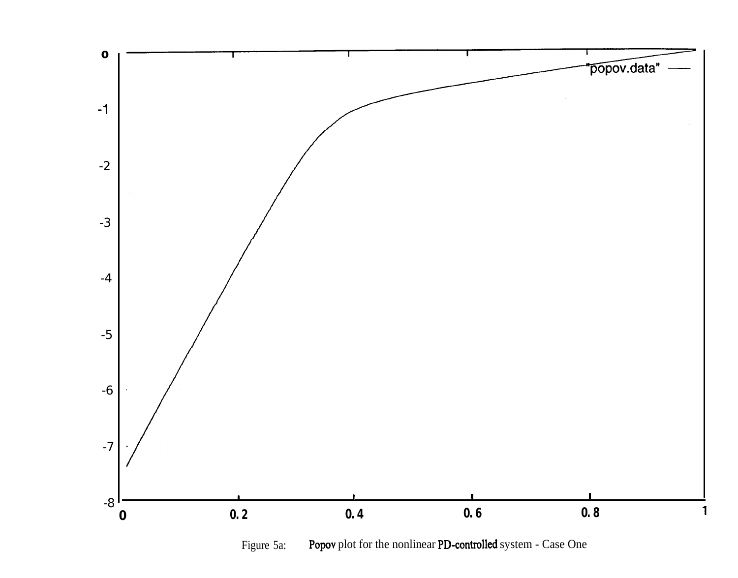Figure 5a: Popov plot for the nonlinear PD-controlled system - Case One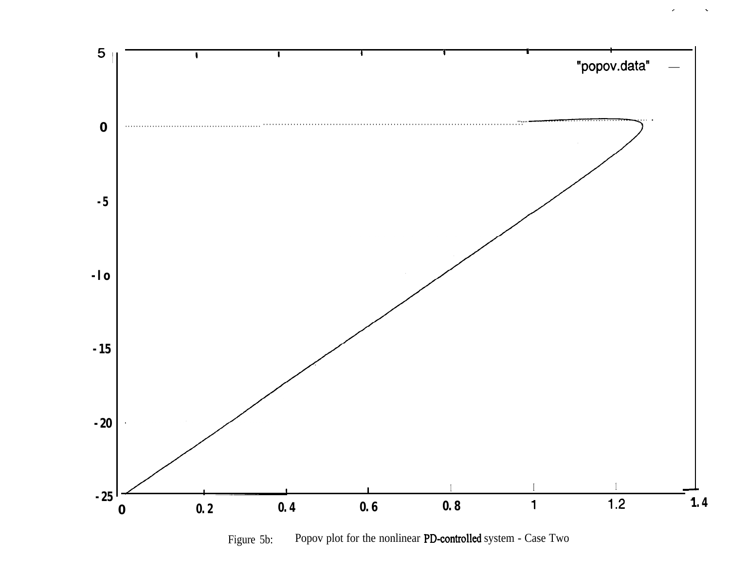Figure 5b: Popov plot for the nonlinear PD-controlled system - Case Two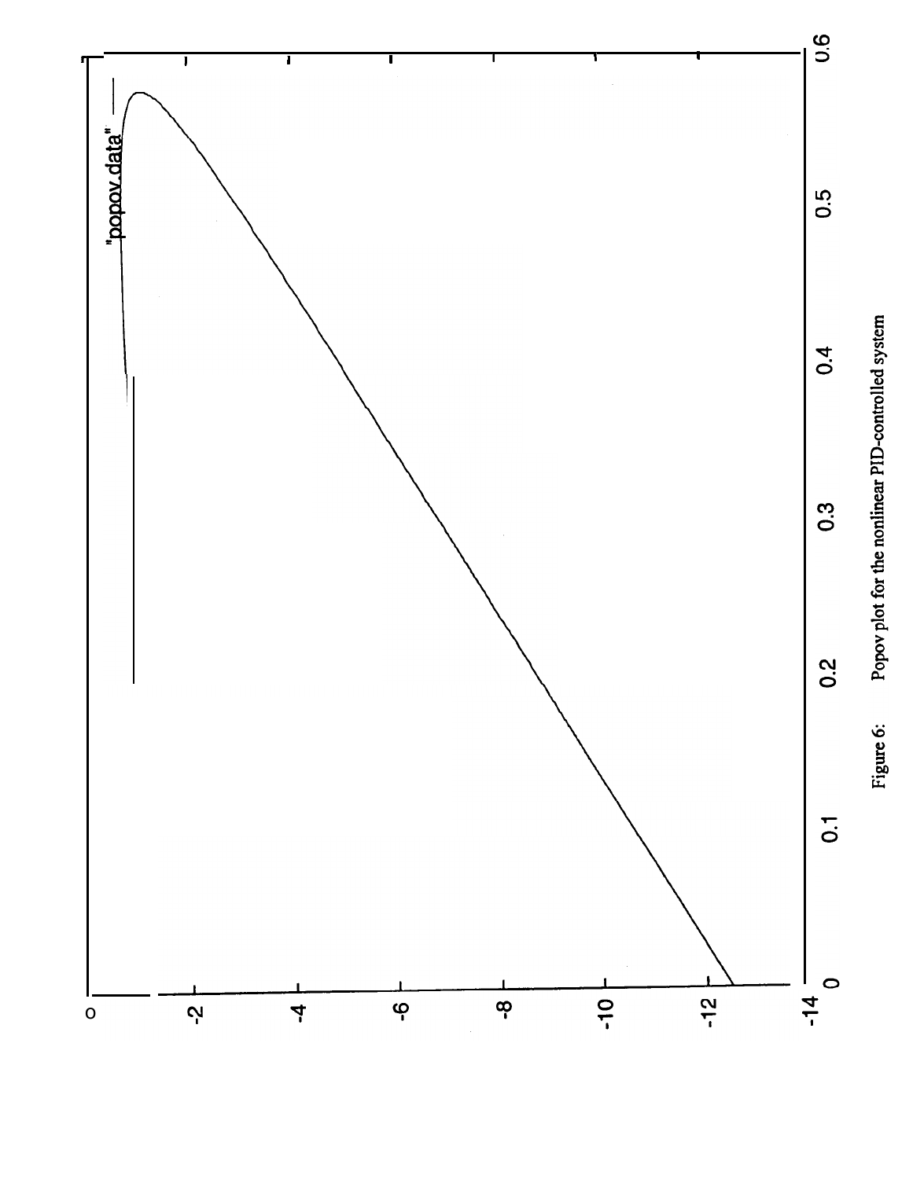Figure 6: Popov plot for the nonlinear PID-controlled system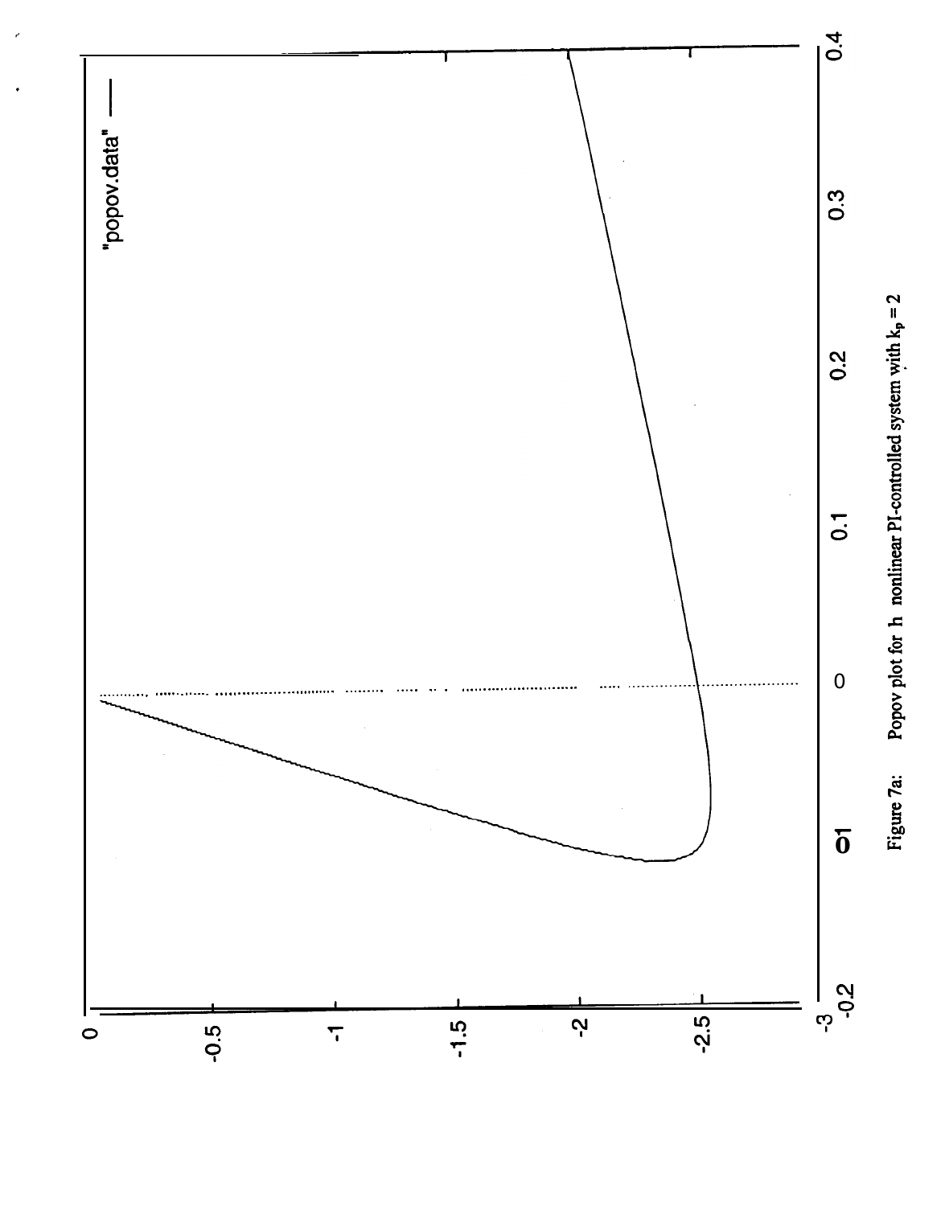Figure 7a: Popov plot for h nonlinear PI-controlled system with $k_p = 2$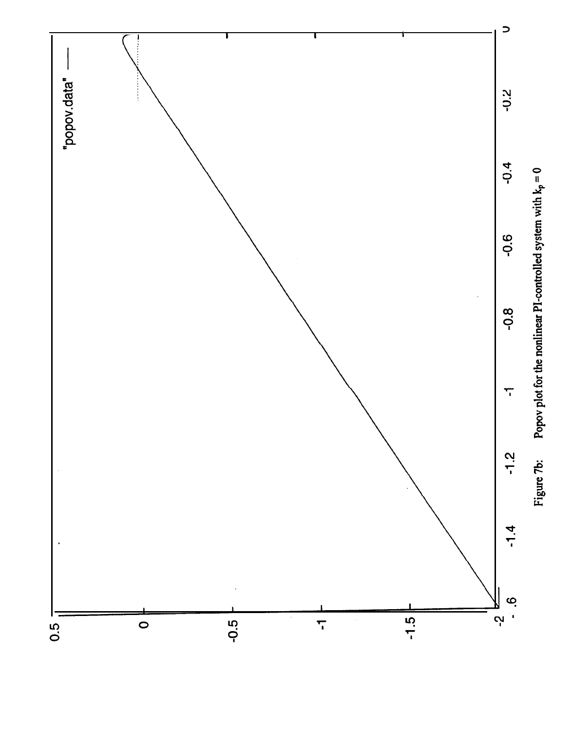Figure 7b: Popov plot for the nonlinear PI-controlled system with $k_p = 0$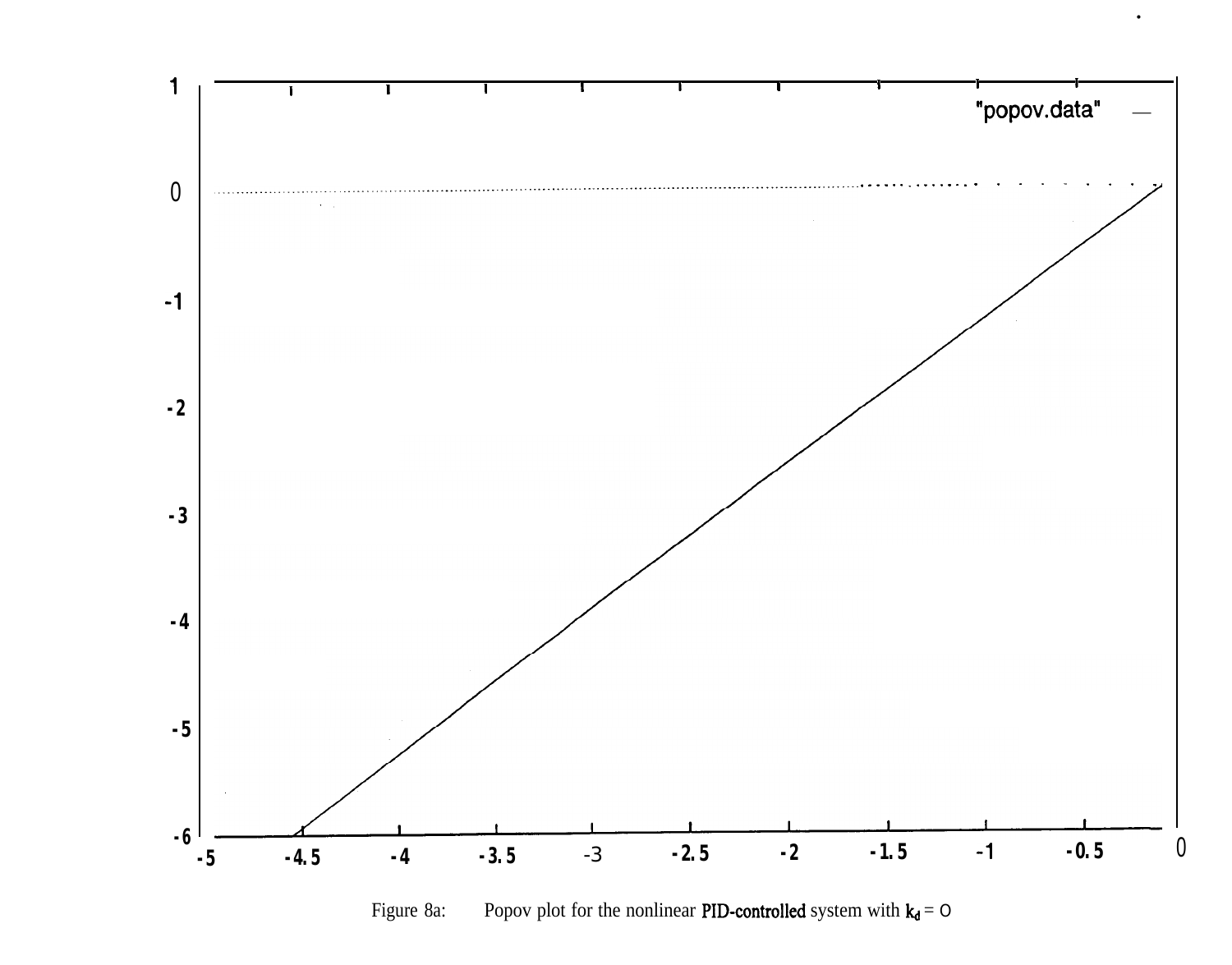Figure 8a: Popov plot for the nonlinear PID-controlled system with $k_d = 0$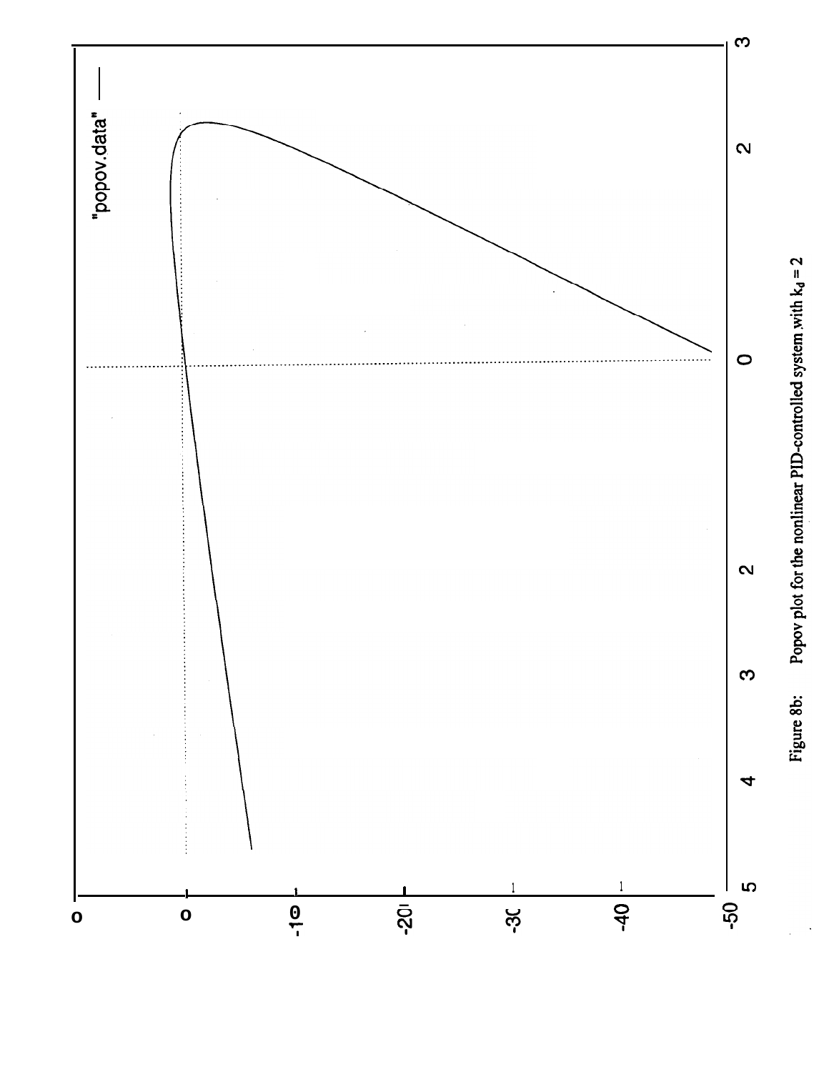"popov.data"

0

0

-10

-20

-30

-40

-50

5

4

3

2

0

2

3

Figure 8b: Popov plot for the nonlinear PID-controlled system with $k_d = 2$